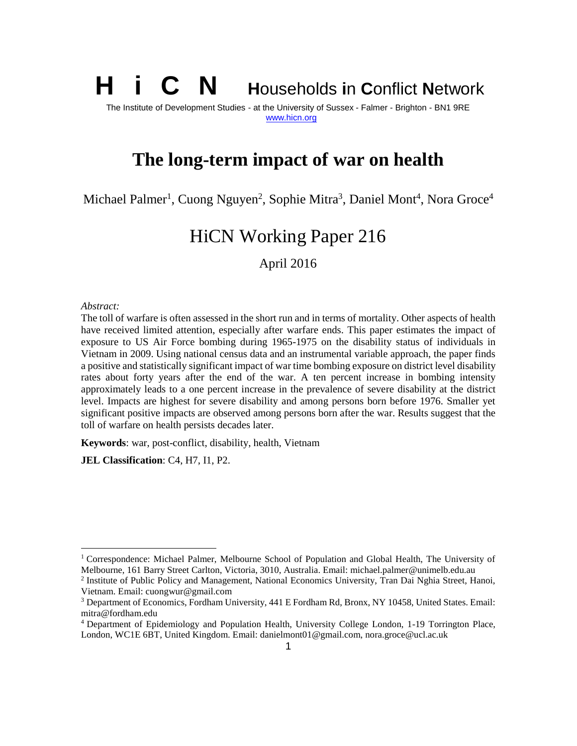# H i C N Households in Conflict Network

The Institute of Development Studies - at the University of Sussex - Falmer - Brighton - BN1 9RE
www.hicn.org

# The long-term impact of war on health

Michael Palmer[1], Cuong Nguyen[2], Sophie Mitra[3], Daniel Mont[4], Nora Groce[4]

## HiCN Working Paper 216

April 2016

*Abstract:*

The toll of warfare is often assessed in the short run and in terms of mortality. Other aspects of health have received limited attention, especially after warfare ends. This paper estimates the impact of exposure to US Air Force bombing during 1965-1975 on the disability status of individuals in Vietnam in 2009. Using national census data and an instrumental variable approach, the paper finds a positive and statistically significant impact of war time bombing exposure on district level disability rates about forty years after the end of the war. A ten percent increase in bombing intensity approximately leads to a one percent increase in the prevalence of severe disability at the district level. Impacts are highest for severe disability and among persons born before 1976. Smaller yet significant positive impacts are observed among persons born after the war. Results suggest that the toll of warfare on health persists decades later.

**Keywords**: war, post-conflict, disability, health, Vietnam

**JEL Classification**: C4, H7, I1, P2.

---

[1] Correspondence: Michael Palmer, Melbourne School of Population and Global Health, The University of Melbourne, 161 Barry Street Carlton, Victoria, 3010, Australia. Email: michael.palmer@unimelb.edu.au

[2] Institute of Public Policy and Management, National Economics University, Tran Dai Nghia Street, Hanoi, Vietnam. Email: cuongwur@gmail.com

[3] Department of Economics, Fordham University, 441 E Fordham Rd, Bronx, NY 10458, United States. Email: mitra@fordham.edu

[4] Department of Epidemiology and Population Health, University College London, 1-19 Torrington Place, London, WC1E 6BT, United Kingdom. Email: danielmont01@gmail.com, nora.groce@ucl.ac.uk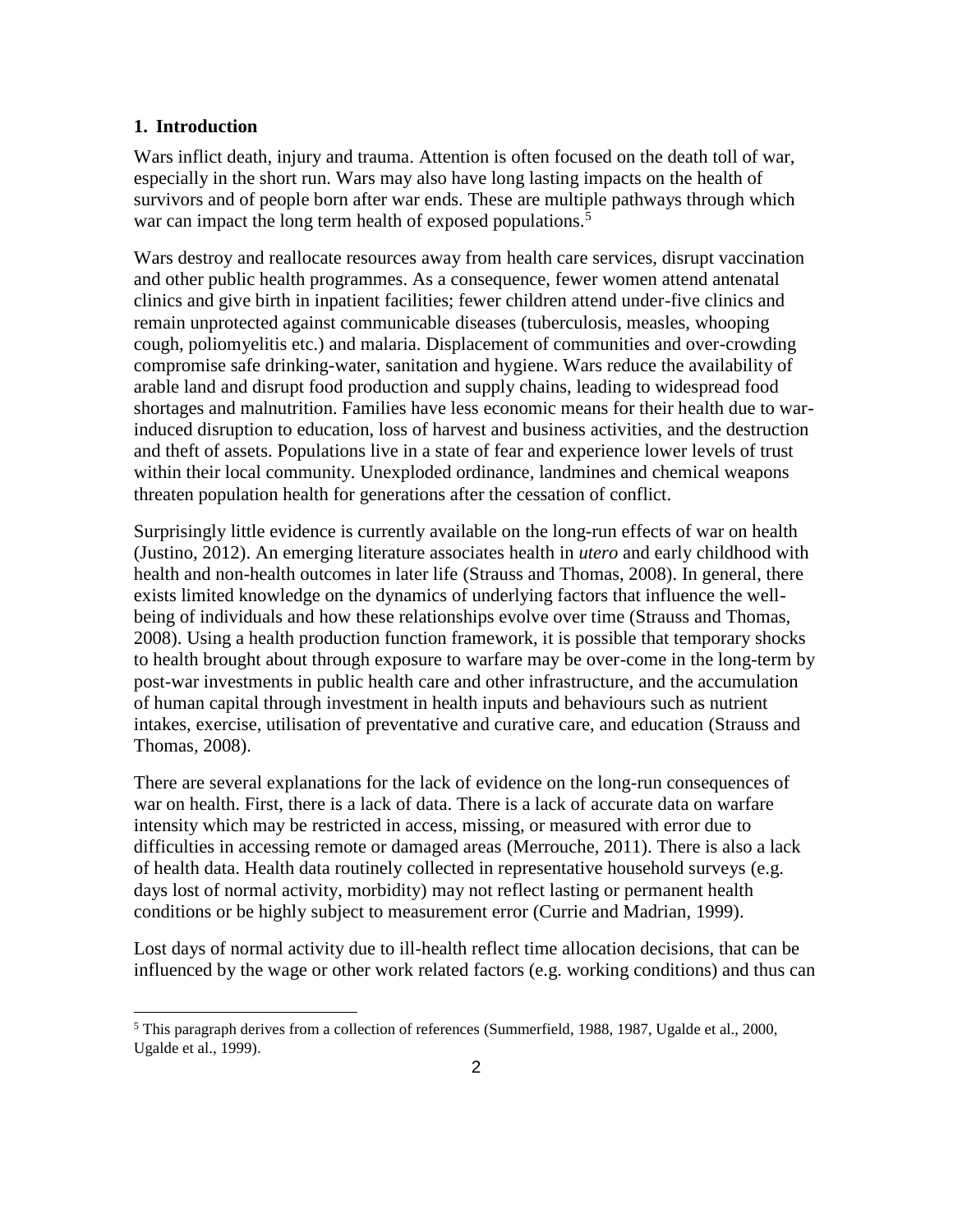## 1. Introduction

Wars inflict death, injury and trauma. Attention is often focused on the death toll of war, especially in the short run. Wars may also have long lasting impacts on the health of survivors and of people born after war ends. These are multiple pathways through which war can impact the long term health of exposed populations.[5]

Wars destroy and reallocate resources away from health care services, disrupt vaccination and other public health programmes. As a consequence, fewer women attend antenatal clinics and give birth in inpatient facilities; fewer children attend under-five clinics and remain unprotected against communicable diseases (tuberculosis, measles, whooping cough, poliomyelitis etc.) and malaria. Displacement of communities and over-crowding compromise safe drinking-water, sanitation and hygiene. Wars reduce the availability of arable land and disrupt food production and supply chains, leading to widespread food shortages and malnutrition. Families have less economic means for their health due to war-induced disruption to education, loss of harvest and business activities, and the destruction and theft of assets. Populations live in a state of fear and experience lower levels of trust within their local community. Unexploded ordinance, landmines and chemical weapons threaten population health for generations after the cessation of conflict.

Surprisingly little evidence is currently available on the long-run effects of war on health (Justino, 2012). An emerging literature associates health in *utero* and early childhood with health and non-health outcomes in later life (Strauss and Thomas, 2008). In general, there exists limited knowledge on the dynamics of underlying factors that influence the well-being of individuals and how these relationships evolve over time (Strauss and Thomas, 2008). Using a health production function framework, it is possible that temporary shocks to health brought about through exposure to warfare may be over-come in the long-term by post-war investments in public health care and other infrastructure, and the accumulation of human capital through investment in health inputs and behaviours such as nutrient intakes, exercise, utilisation of preventative and curative care, and education (Strauss and Thomas, 2008).

There are several explanations for the lack of evidence on the long-run consequences of war on health. First, there is a lack of data. There is a lack of accurate data on warfare intensity which may be restricted in access, missing, or measured with error due to difficulties in accessing remote or damaged areas (Merrouche, 2011). There is also a lack of health data. Health data routinely collected in representative household surveys (e.g. days lost of normal activity, morbidity) may not reflect lasting or permanent health conditions or be highly subject to measurement error (Currie and Madrian, 1999).

Lost days of normal activity due to ill-health reflect time allocation decisions, that can be influenced by the wage or other work related factors (e.g. working conditions) and thus can

[5] This paragraph derives from a collection of references (Summerfield, 1988, 1987, Ugalde et al., 2000, Ugalde et al., 1999).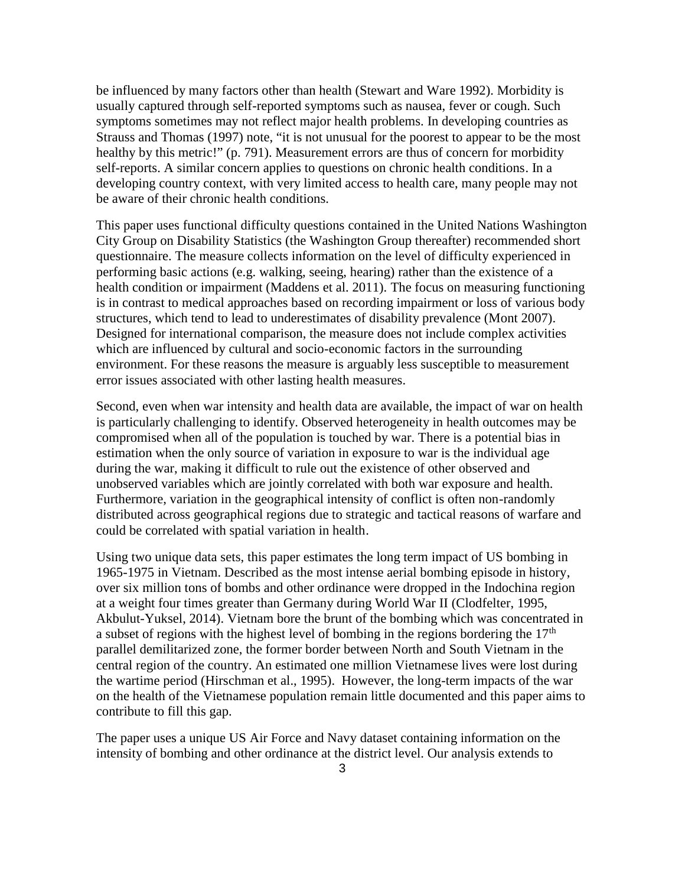be influenced by many factors other than health (Stewart and Ware 1992). Morbidity is usually captured through self-reported symptoms such as nausea, fever or cough. Such symptoms sometimes may not reflect major health problems. In developing countries as Strauss and Thomas (1997) note, "it is not unusual for the poorest to appear to be the most healthy by this metric!" (p. 791). Measurement errors are thus of concern for morbidity self-reports. A similar concern applies to questions on chronic health conditions. In a developing country context, with very limited access to health care, many people may not be aware of their chronic health conditions.

This paper uses functional difficulty questions contained in the United Nations Washington City Group on Disability Statistics (the Washington Group thereafter) recommended short questionnaire. The measure collects information on the level of difficulty experienced in performing basic actions (e.g. walking, seeing, hearing) rather than the existence of a health condition or impairment (Maddens et al. 2011). The focus on measuring functioning is in contrast to medical approaches based on recording impairment or loss of various body structures, which tend to lead to underestimates of disability prevalence (Mont 2007). Designed for international comparison, the measure does not include complex activities which are influenced by cultural and socio-economic factors in the surrounding environment. For these reasons the measure is arguably less susceptible to measurement error issues associated with other lasting health measures.

Second, even when war intensity and health data are available, the impact of war on health is particularly challenging to identify. Observed heterogeneity in health outcomes may be compromised when all of the population is touched by war. There is a potential bias in estimation when the only source of variation in exposure to war is the individual age during the war, making it difficult to rule out the existence of other observed and unobserved variables which are jointly correlated with both war exposure and health. Furthermore, variation in the geographical intensity of conflict is often non-randomly distributed across geographical regions due to strategic and tactical reasons of warfare and could be correlated with spatial variation in health.

Using two unique data sets, this paper estimates the long term impact of US bombing in 1965-1975 in Vietnam. Described as the most intense aerial bombing episode in history, over six million tons of bombs and other ordinance were dropped in the Indochina region at a weight four times greater than Germany during World War II (Clodfelter, 1995, Akbulut-Yuksel, 2014). Vietnam bore the brunt of the bombing which was concentrated in a subset of regions with the highest level of bombing in the regions bordering the 17th parallel demilitarized zone, the former border between North and South Vietnam in the central region of the country. An estimated one million Vietnamese lives were lost during the wartime period (Hirschman et al., 1995). However, the long-term impacts of the war on the health of the Vietnamese population remain little documented and this paper aims to contribute to fill this gap.

The paper uses a unique US Air Force and Navy dataset containing information on the intensity of bombing and other ordinance at the district level. Our analysis extends to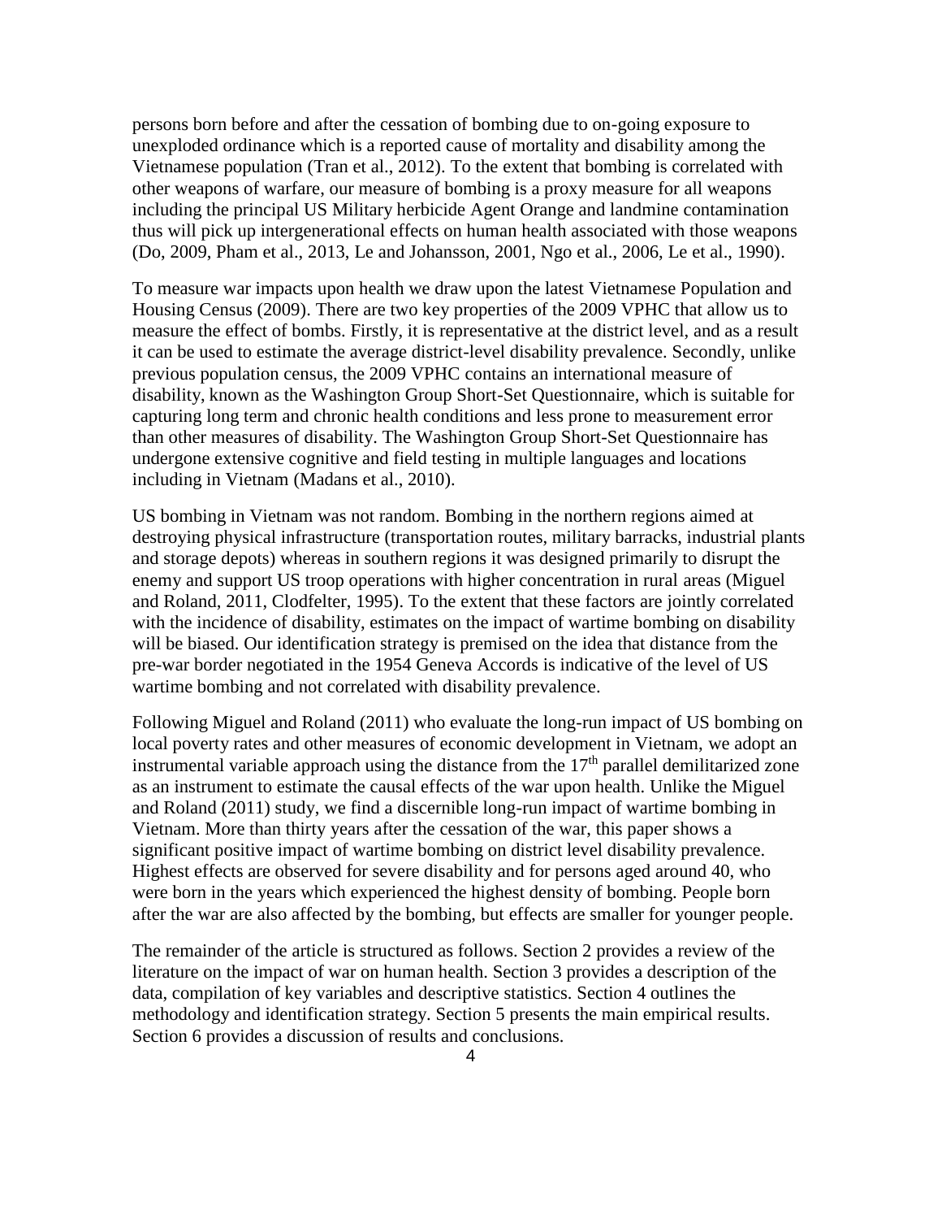persons born before and after the cessation of bombing due to on-going exposure to unexploded ordinance which is a reported cause of mortality and disability among the Vietnamese population (Tran et al., 2012). To the extent that bombing is correlated with other weapons of warfare, our measure of bombing is a proxy measure for all weapons including the principal US Military herbicide Agent Orange and landmine contamination thus will pick up intergenerational effects on human health associated with those weapons (Do, 2009, Pham et al., 2013, Le and Johansson, 2001, Ngo et al., 2006, Le et al., 1990).

To measure war impacts upon health we draw upon the latest Vietnamese Population and Housing Census (2009). There are two key properties of the 2009 VPHC that allow us to measure the effect of bombs. Firstly, it is representative at the district level, and as a result it can be used to estimate the average district-level disability prevalence. Secondly, unlike previous population census, the 2009 VPHC contains an international measure of disability, known as the Washington Group Short-Set Questionnaire, which is suitable for capturing long term and chronic health conditions and less prone to measurement error than other measures of disability. The Washington Group Short-Set Questionnaire has undergone extensive cognitive and field testing in multiple languages and locations including in Vietnam (Madans et al., 2010).

US bombing in Vietnam was not random. Bombing in the northern regions aimed at destroying physical infrastructure (transportation routes, military barracks, industrial plants and storage depots) whereas in southern regions it was designed primarily to disrupt the enemy and support US troop operations with higher concentration in rural areas (Miguel and Roland, 2011, Clodfelter, 1995). To the extent that these factors are jointly correlated with the incidence of disability, estimates on the impact of wartime bombing on disability will be biased. Our identification strategy is premised on the idea that distance from the pre-war border negotiated in the 1954 Geneva Accords is indicative of the level of US wartime bombing and not correlated with disability prevalence.

Following Miguel and Roland (2011) who evaluate the long-run impact of US bombing on local poverty rates and other measures of economic development in Vietnam, we adopt an instrumental variable approach using the distance from the 17th parallel demilitarized zone as an instrument to estimate the causal effects of the war upon health. Unlike the Miguel and Roland (2011) study, we find a discernible long-run impact of wartime bombing in Vietnam. More than thirty years after the cessation of the war, this paper shows a significant positive impact of wartime bombing on district level disability prevalence. Highest effects are observed for severe disability and for persons aged around 40, who were born in the years which experienced the highest density of bombing. People born after the war are also affected by the bombing, but effects are smaller for younger people.

The remainder of the article is structured as follows. Section 2 provides a review of the literature on the impact of war on human health. Section 3 provides a description of the data, compilation of key variables and descriptive statistics. Section 4 outlines the methodology and identification strategy. Section 5 presents the main empirical results. Section 6 provides a discussion of results and conclusions.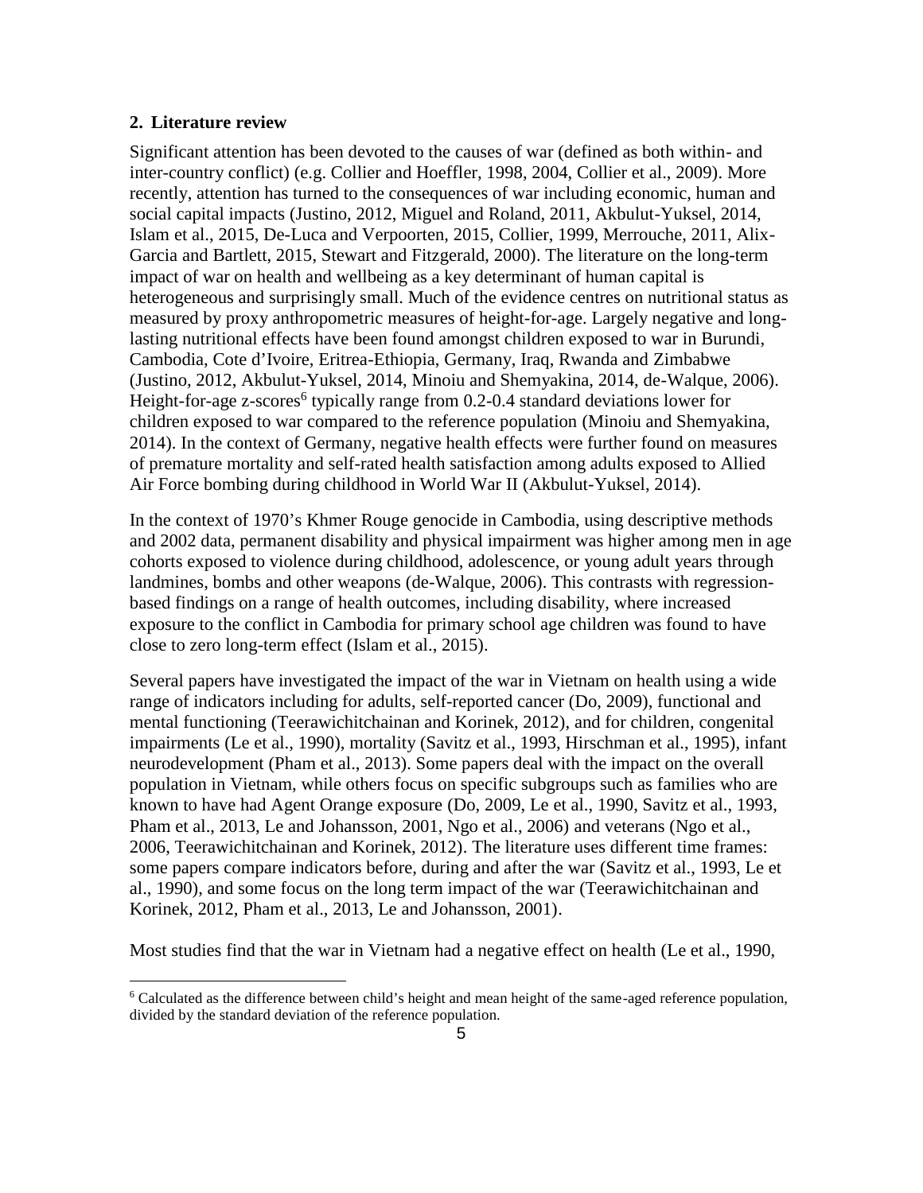## 2. Literature review

Significant attention has been devoted to the causes of war (defined as both within- and inter-country conflict) (e.g. Collier and Hoeffler, 1998, 2004, Collier et al., 2009). More recently, attention has turned to the consequences of war including economic, human and social capital impacts (Justino, 2012, Miguel and Roland, 2011, Akbulut-Yuksel, 2014, Islam et al., 2015, De-Luca and Verpoorten, 2015, Collier, 1999, Merrouche, 2011, Alix-Garcia and Bartlett, 2015, Stewart and Fitzgerald, 2000). The literature on the long-term impact of war on health and wellbeing as a key determinant of human capital is heterogeneous and surprisingly small. Much of the evidence centres on nutritional status as measured by proxy anthropometric measures of height-for-age. Largely negative and long-lasting nutritional effects have been found amongst children exposed to war in Burundi, Cambodia, Cote d'Ivoire, Eritrea-Ethiopia, Germany, Iraq, Rwanda and Zimbabwe (Justino, 2012, Akbulut-Yuksel, 2014, Minoiu and Shemyakina, 2014, de-Walque, 2006). Height-for-age z-scores[6] typically range from 0.2-0.4 standard deviations lower for children exposed to war compared to the reference population (Minoiu and Shemyakina, 2014). In the context of Germany, negative health effects were further found on measures of premature mortality and self-rated health satisfaction among adults exposed to Allied Air Force bombing during childhood in World War II (Akbulut-Yuksel, 2014).

In the context of 1970's Khmer Rouge genocide in Cambodia, using descriptive methods and 2002 data, permanent disability and physical impairment was higher among men in age cohorts exposed to violence during childhood, adolescence, or young adult years through landmines, bombs and other weapons (de-Walque, 2006). This contrasts with regression-based findings on a range of health outcomes, including disability, where increased exposure to the conflict in Cambodia for primary school age children was found to have close to zero long-term effect (Islam et al., 2015).

Several papers have investigated the impact of the war in Vietnam on health using a wide range of indicators including for adults, self-reported cancer (Do, 2009), functional and mental functioning (Teerawichitchainan and Korinek, 2012), and for children, congenital impairments (Le et al., 1990), mortality (Savitz et al., 1993, Hirschman et al., 1995), infant neurodevelopment (Pham et al., 2013). Some papers deal with the impact on the overall population in Vietnam, while others focus on specific subgroups such as families who are known to have had Agent Orange exposure (Do, 2009, Le et al., 1990, Savitz et al., 1993, Pham et al., 2013, Le and Johansson, 2001, Ngo et al., 2006) and veterans (Ngo et al., 2006, Teerawichitchainan and Korinek, 2012). The literature uses different time frames: some papers compare indicators before, during and after the war (Savitz et al., 1993, Le et al., 1990), and some focus on the long term impact of the war (Teerawichitchainan and Korinek, 2012, Pham et al., 2013, Le and Johansson, 2001).

Most studies find that the war in Vietnam had a negative effect on health (Le et al., 1990,

[6] Calculated as the difference between child's height and mean height of the same-aged reference population, divided by the standard deviation of the reference population.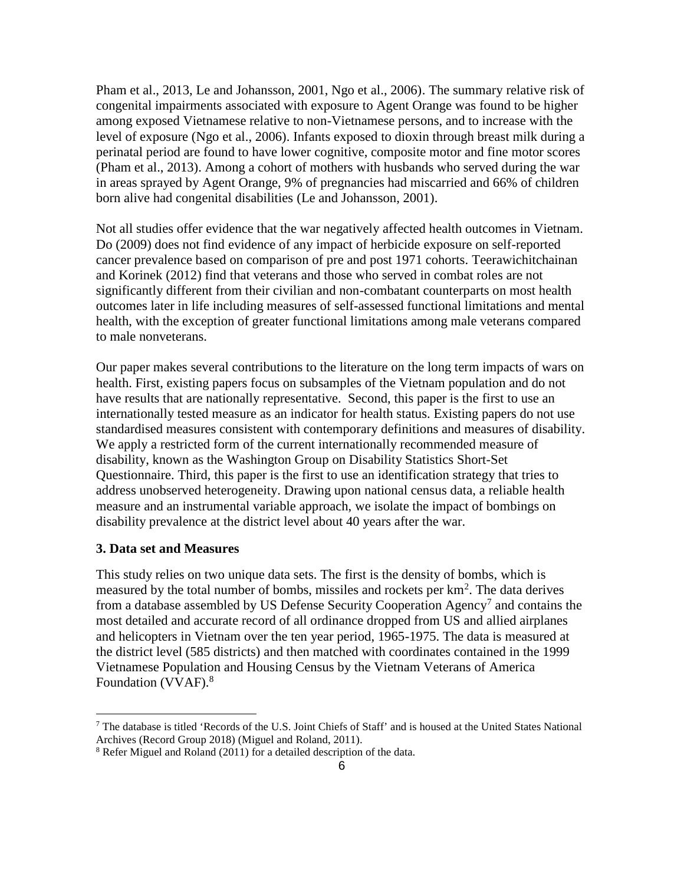Pham et al., 2013, Le and Johansson, 2001, Ngo et al., 2006). The summary relative risk of congenital impairments associated with exposure to Agent Orange was found to be higher among exposed Vietnamese relative to non-Vietnamese persons, and to increase with the level of exposure (Ngo et al., 2006). Infants exposed to dioxin through breast milk during a perinatal period are found to have lower cognitive, composite motor and fine motor scores (Pham et al., 2013). Among a cohort of mothers with husbands who served during the war in areas sprayed by Agent Orange, 9% of pregnancies had miscarried and 66% of children born alive had congenital disabilities (Le and Johansson, 2001).

Not all studies offer evidence that the war negatively affected health outcomes in Vietnam. Do (2009) does not find evidence of any impact of herbicide exposure on self-reported cancer prevalence based on comparison of pre and post 1971 cohorts. Teerawichitchainan and Korinek (2012) find that veterans and those who served in combat roles are not significantly different from their civilian and non-combatant counterparts on most health outcomes later in life including measures of self-assessed functional limitations and mental health, with the exception of greater functional limitations among male veterans compared to male nonveterans.

Our paper makes several contributions to the literature on the long term impacts of wars on health. First, existing papers focus on subsamples of the Vietnam population and do not have results that are nationally representative. Second, this paper is the first to use an internationally tested measure as an indicator for health status. Existing papers do not use standardised measures consistent with contemporary definitions and measures of disability. We apply a restricted form of the current internationally recommended measure of disability, known as the Washington Group on Disability Statistics Short-Set Questionnaire. Third, this paper is the first to use an identification strategy that tries to address unobserved heterogeneity. Drawing upon national census data, a reliable health measure and an instrumental variable approach, we isolate the impact of bombings on disability prevalence at the district level about 40 years after the war.

### 3. Data set and Measures

This study relies on two unique data sets. The first is the density of bombs, which is measured by the total number of bombs, missiles and rockets per $km^2$. The data derives from a database assembled by US Defense Security Cooperation Agency[7] and contains the most detailed and accurate record of all ordinance dropped from US and allied airplanes and helicopters in Vietnam over the ten year period, 1965-1975. The data is measured at the district level (585 districts) and then matched with coordinates contained in the 1999 Vietnamese Population and Housing Census by the Vietnam Veterans of America Foundation (VVAF).[8]

[7] The database is titled 'Records of the U.S. Joint Chiefs of Staff' and is housed at the United States National Archives (Record Group 2018) (Miguel and Roland, 2011).

[8] Refer Miguel and Roland (2011) for a detailed description of the data.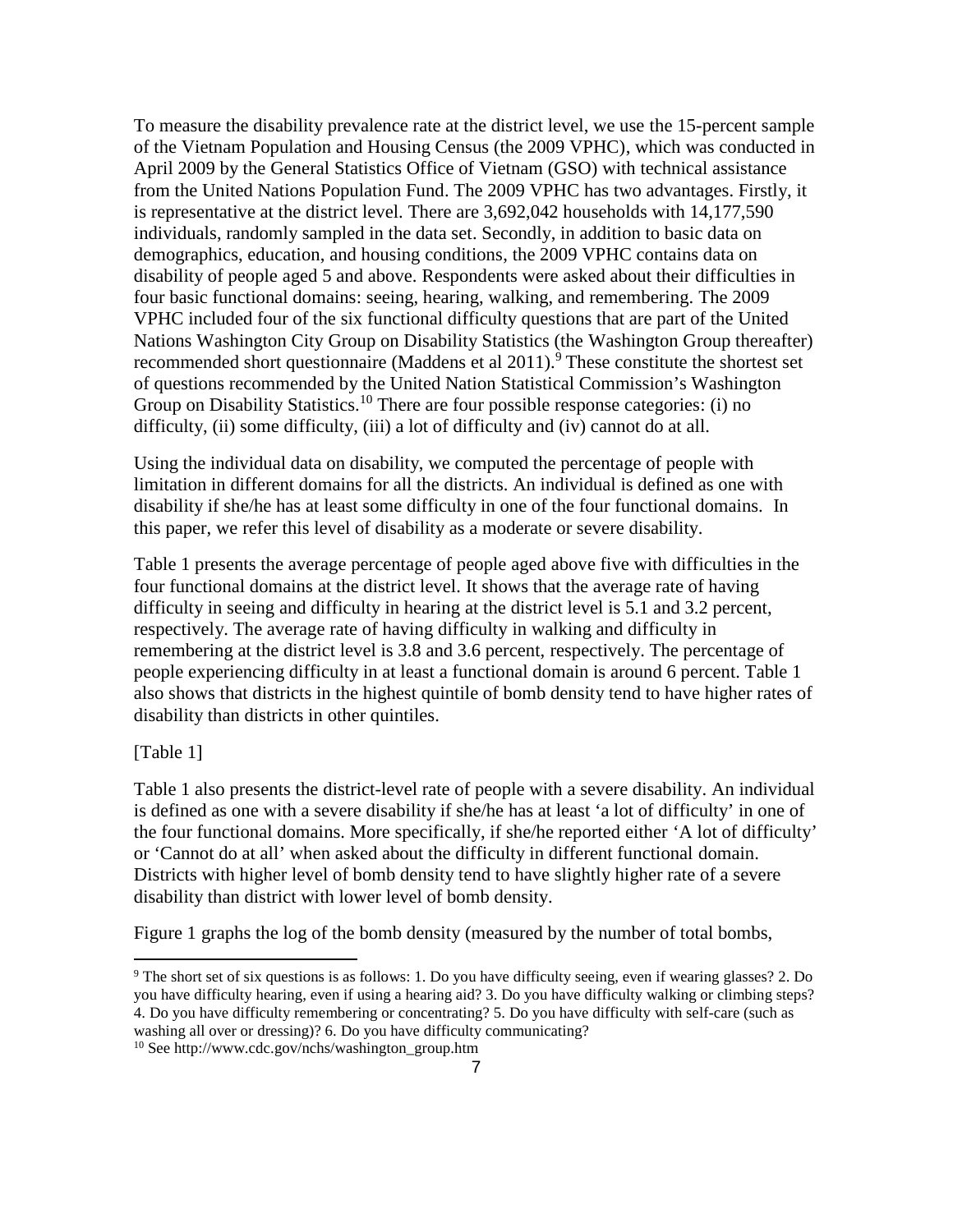To measure the disability prevalence rate at the district level, we use the 15-percent sample of the Vietnam Population and Housing Census (the 2009 VPHC), which was conducted in April 2009 by the General Statistics Office of Vietnam (GSO) with technical assistance from the United Nations Population Fund. The 2009 VPHC has two advantages. Firstly, it is representative at the district level. There are 3,692,042 households with 14,177,590 individuals, randomly sampled in the data set. Secondly, in addition to basic data on demographics, education, and housing conditions, the 2009 VPHC contains data on disability of people aged 5 and above. Respondents were asked about their difficulties in four basic functional domains: seeing, hearing, walking, and remembering. The 2009 VPHC included four of the six functional difficulty questions that are part of the United Nations Washington City Group on Disability Statistics (the Washington Group thereafter) recommended short questionnaire (Maddens et al 2011).[9] These constitute the shortest set of questions recommended by the United Nation Statistical Commission's Washington Group on Disability Statistics.[10] There are four possible response categories: (i) no difficulty, (ii) some difficulty, (iii) a lot of difficulty and (iv) cannot do at all.

Using the individual data on disability, we computed the percentage of people with limitation in different domains for all the districts. An individual is defined as one with disability if she/he has at least some difficulty in one of the four functional domains. In this paper, we refer this level of disability as a moderate or severe disability.

Table 1 presents the average percentage of people aged above five with difficulties in the four functional domains at the district level. It shows that the average rate of having difficulty in seeing and difficulty in hearing at the district level is 5.1 and 3.2 percent, respectively. The average rate of having difficulty in walking and difficulty in remembering at the district level is 3.8 and 3.6 percent, respectively. The percentage of people experiencing difficulty in at least a functional domain is around 6 percent. Table 1 also shows that districts in the highest quintile of bomb density tend to have higher rates of disability than districts in other quintiles.

[Table 1]

Table 1 also presents the district-level rate of people with a severe disability. An individual is defined as one with a severe disability if she/he has at least 'a lot of difficulty' in one of the four functional domains. More specifically, if she/he reported either 'A lot of difficulty' or 'Cannot do at all' when asked about the difficulty in different functional domain. Districts with higher level of bomb density tend to have slightly higher rate of a severe disability than district with lower level of bomb density.

Figure 1 graphs the log of the bomb density (measured by the number of total bombs,

---

[9] The short set of six questions is as follows: 1. Do you have difficulty seeing, even if wearing glasses? 2. Do you have difficulty hearing, even if using a hearing aid? 3. Do you have difficulty walking or climbing steps? 4. Do you have difficulty remembering or concentrating? 5. Do you have difficulty with self-care (such as washing all over or dressing)? 6. Do you have difficulty communicating?

[10] See http://www.cdc.gov/nchs/washington_group.htm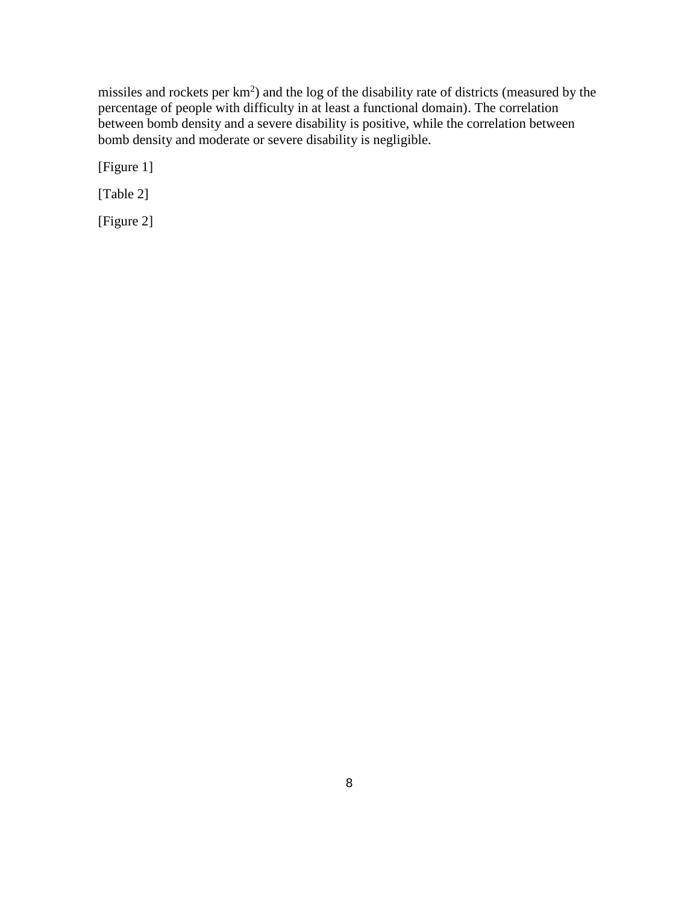missiles and rockets per $km^2$) and the log of the disability rate of districts (measured by the percentage of people with difficulty in at least a functional domain). The correlation between bomb density and a severe disability is positive, while the correlation between bomb density and moderate or severe disability is negligible.

[Figure 1]

[Table 2]

[Figure 2]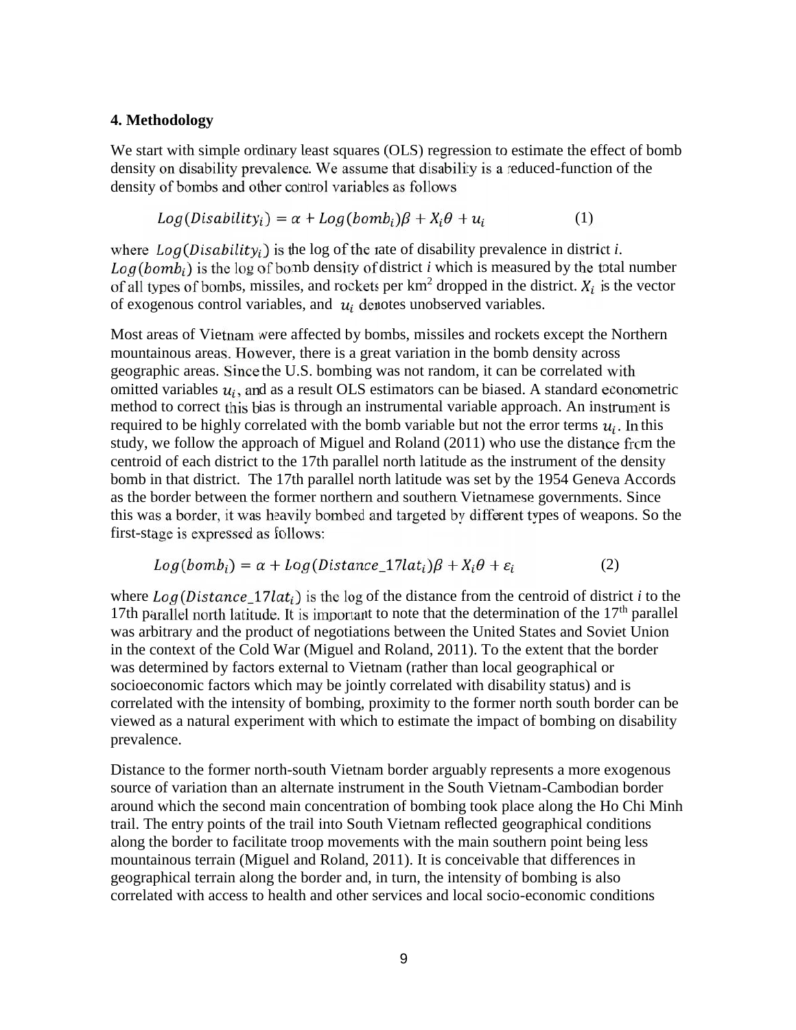### 4. Methodology

We start with simple ordinary least squares (OLS) regression to estimate the effect of bomb density on disability prevalence. We assume that disability is a reduced-function of the density of bombs and other control variables as follows

$$Log(Disability_i) = \alpha + Log(bomb_i)\beta + X_i\theta + u_i \qquad (1)$$

where $Log(Disability_i)$ is the log of the rate of disability prevalence in district *i*. $Log(bomb_i)$ is the log of bomb density of district *i* which is measured by the total number of all types of bombs, missiles, and rockets per km$^2$ dropped in the district. $X_i$ is the vector of exogenous control variables, and $u_i$ denotes unobserved variables.

Most areas of Vietnam were affected by bombs, missiles and rockets except the Northern mountainous areas. However, there is a great variation in the bomb density across geographic areas. Since the U.S. bombing was not random, it can be correlated with omitted variables $u_i$, and as a result OLS estimators can be biased. A standard econometric method to correct this bias is through an instrumental variable approach. An instrument is required to be highly correlated with the bomb variable but not the error terms $u_i$. In this study, we follow the approach of Miguel and Roland (2011) who use the distance from the centroid of each district to the 17th parallel north latitude as the instrument of the density bomb in that district. The 17th parallel north latitude was set by the 1954 Geneva Accords as the border between the former northern and southern Vietnamese governments. Since this was a border, it was heavily bombed and targeted by different types of weapons. So the first-stage is expressed as follows:

$$Log(bomb_i) = \alpha + Log(Distance\_17lat_i)\beta + X_i\theta + \varepsilon_i \qquad (2)$$

where $Log(Distance\_17lat_i)$ is the log of the distance from the centroid of district *i* to the 17th parallel north latitude. It is important to note that the determination of the 17$^{th}$ parallel was arbitrary and the product of negotiations between the United States and Soviet Union in the context of the Cold War (Miguel and Roland, 2011). To the extent that the border was determined by factors external to Vietnam (rather than local geographical or socioeconomic factors which may be jointly correlated with disability status) and is correlated with the intensity of bombing, proximity to the former north south border can be viewed as a natural experiment with which to estimate the impact of bombing on disability prevalence.

Distance to the former north-south Vietnam border arguably represents a more exogenous source of variation than an alternate instrument in the South Vietnam-Cambodian border around which the second main concentration of bombing took place along the Ho Chi Minh trail. The entry points of the trail into South Vietnam reflected geographical conditions along the border to facilitate troop movements with the main southern point being less mountainous terrain (Miguel and Roland, 2011). It is conceivable that differences in geographical terrain along the border and, in turn, the intensity of bombing is also correlated with access to health and other services and local socio-economic conditions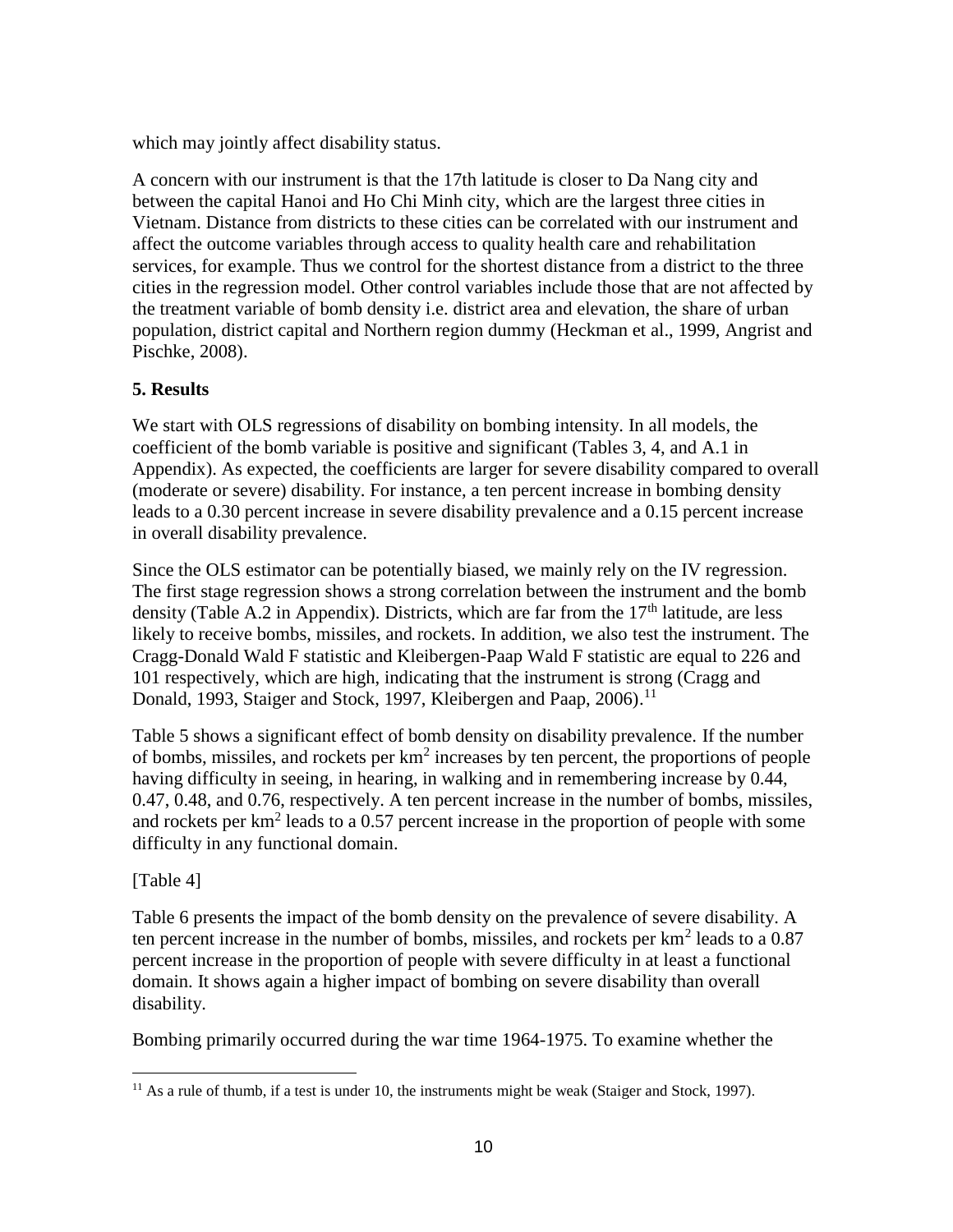which may jointly affect disability status.

A concern with our instrument is that the 17th latitude is closer to Da Nang city and between the capital Hanoi and Ho Chi Minh city, which are the largest three cities in Vietnam. Distance from districts to these cities can be correlated with our instrument and affect the outcome variables through access to quality health care and rehabilitation services, for example. Thus we control for the shortest distance from a district to the three cities in the regression model. Other control variables include those that are not affected by the treatment variable of bomb density i.e. district area and elevation, the share of urban population, district capital and Northern region dummy (Heckman et al., 1999, Angrist and Pischke, 2008).

## 5. Results

We start with OLS regressions of disability on bombing intensity. In all models, the coefficient of the bomb variable is positive and significant (Tables 3, 4, and A.1 in Appendix). As expected, the coefficients are larger for severe disability compared to overall (moderate or severe) disability. For instance, a ten percent increase in bombing density leads to a 0.30 percent increase in severe disability prevalence and a 0.15 percent increase in overall disability prevalence.

Since the OLS estimator can be potentially biased, we mainly rely on the IV regression. The first stage regression shows a strong correlation between the instrument and the bomb density (Table A.2 in Appendix). Districts, which are far from the 17th latitude, are less likely to receive bombs, missiles, and rockets. In addition, we also test the instrument. The Cragg-Donald Wald F statistic and Kleibergen-Paap Wald F statistic are equal to 226 and 101 respectively, which are high, indicating that the instrument is strong (Cragg and Donald, 1993, Staiger and Stock, 1997, Kleibergen and Paap, 2006).[11]

Table 5 shows a significant effect of bomb density on disability prevalence. If the number of bombs, missiles, and rockets per $km^2$ increases by ten percent, the proportions of people having difficulty in seeing, in hearing, in walking and in remembering increase by 0.44, 0.47, 0.48, and 0.76, respectively. A ten percent increase in the number of bombs, missiles, and rockets per $km^2$ leads to a 0.57 percent increase in the proportion of people with some difficulty in any functional domain.

[Table 4]

Table 6 presents the impact of the bomb density on the prevalence of severe disability. A ten percent increase in the number of bombs, missiles, and rockets per $km^2$ leads to a 0.87 percent increase in the proportion of people with severe difficulty in at least a functional domain. It shows again a higher impact of bombing on severe disability than overall disability.

Bombing primarily occurred during the war time 1964-1975. To examine whether the

[11] As a rule of thumb, if a test is under 10, the instruments might be weak (Staiger and Stock, 1997).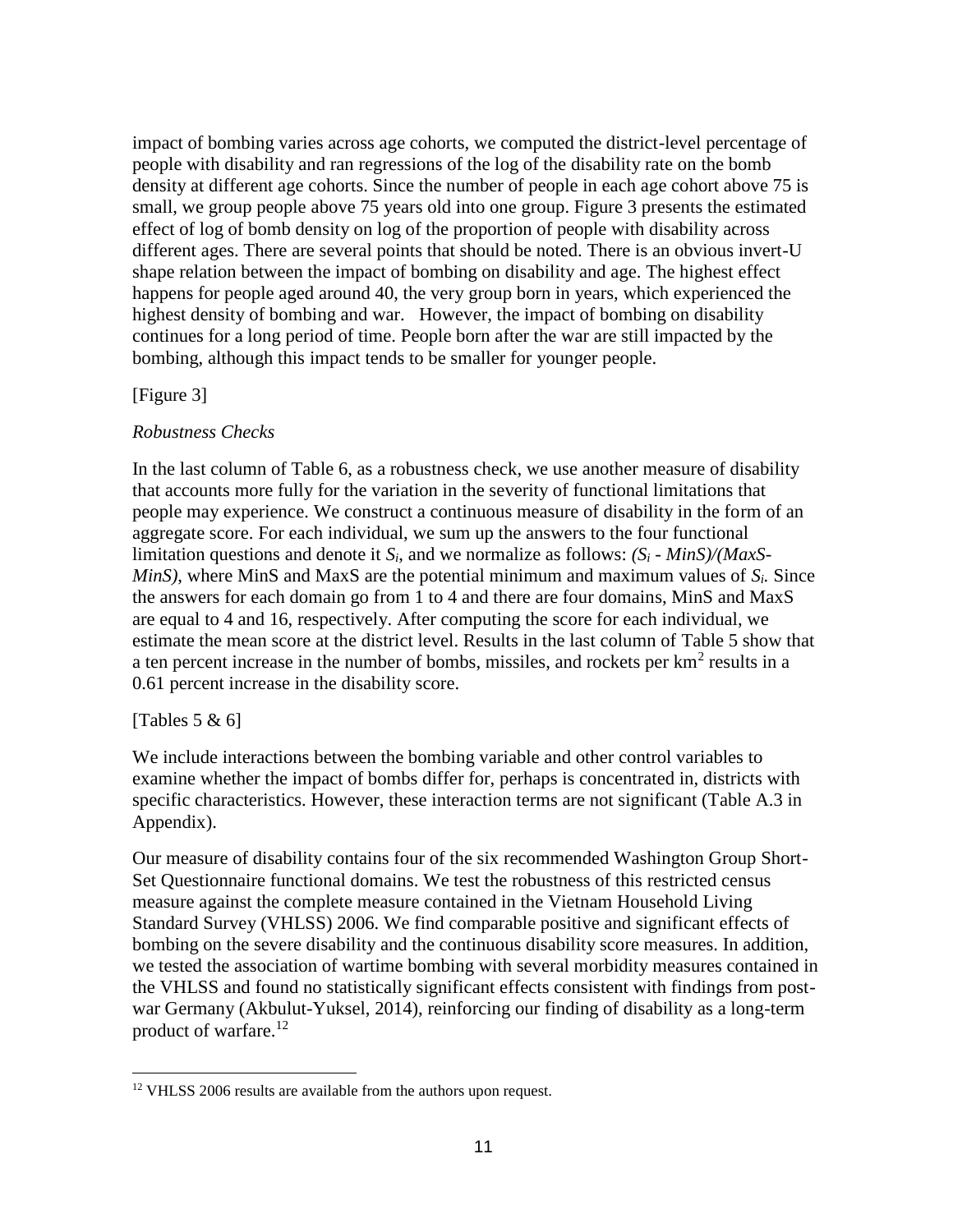impact of bombing varies across age cohorts, we computed the district-level percentage of people with disability and ran regressions of the log of the disability rate on the bomb density at different age cohorts. Since the number of people in each age cohort above 75 is small, we group people above 75 years old into one group. Figure 3 presents the estimated effect of log of bomb density on log of the proportion of people with disability across different ages. There are several points that should be noted. There is an obvious invert-U shape relation between the impact of bombing on disability and age. The highest effect happens for people aged around 40, the very group born in years, which experienced the highest density of bombing and war. However, the impact of bombing on disability continues for a long period of time. People born after the war are still impacted by the bombing, although this impact tends to be smaller for younger people.

[Figure 3]

*Robustness Checks*

In the last column of Table 6, as a robustness check, we use another measure of disability that accounts more fully for the variation in the severity of functional limitations that people may experience. We construct a continuous measure of disability in the form of an aggregate score. For each individual, we sum up the answers to the four functional limitation questions and denote it $S_i$, and we normalize as follows: $(S_i - MinS)/(MaxS-MinS)$, where MinS and MaxS are the potential minimum and maximum values of $S_i$. Since the answers for each domain go from 1 to 4 and there are four domains, MinS and MaxS are equal to 4 and 16, respectively. After computing the score for each individual, we estimate the mean score at the district level. Results in the last column of Table 5 show that a ten percent increase in the number of bombs, missiles, and rockets per $km^2$ results in a 0.61 percent increase in the disability score.

[Tables 5 & 6]

We include interactions between the bombing variable and other control variables to examine whether the impact of bombs differ for, perhaps is concentrated in, districts with specific characteristics. However, these interaction terms are not significant (Table A.3 in Appendix).

Our measure of disability contains four of the six recommended Washington Group Short-Set Questionnaire functional domains. We test the robustness of this restricted census measure against the complete measure contained in the Vietnam Household Living Standard Survey (VHLSS) 2006. We find comparable positive and significant effects of bombing on the severe disability and the continuous disability score measures. In addition, we tested the association of wartime bombing with several morbidity measures contained in the VHLSS and found no statistically significant effects consistent with findings from post-war Germany (Akbulut-Yuksel, 2014), reinforcing our finding of disability as a long-term product of warfare.[12]

[12] VHLSS 2006 results are available from the authors upon request.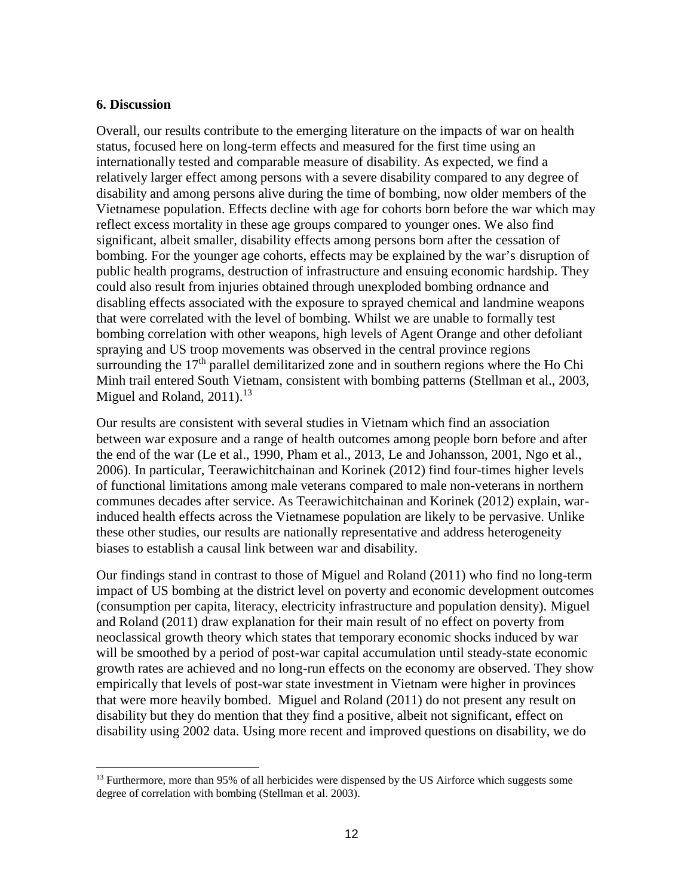## 6. Discussion

Overall, our results contribute to the emerging literature on the impacts of war on health status, focused here on long-term effects and measured for the first time using an internationally tested and comparable measure of disability. As expected, we find a relatively larger effect among persons with a severe disability compared to any degree of disability and among persons alive during the time of bombing, now older members of the Vietnamese population. Effects decline with age for cohorts born before the war which may reflect excess mortality in these age groups compared to younger ones. We also find significant, albeit smaller, disability effects among persons born after the cessation of bombing. For the younger age cohorts, effects may be explained by the war's disruption of public health programs, destruction of infrastructure and ensuing economic hardship. They could also result from injuries obtained through unexploded bombing ordnance and disabling effects associated with the exposure to sprayed chemical and landmine weapons that were correlated with the level of bombing. Whilst we are unable to formally test bombing correlation with other weapons, high levels of Agent Orange and other defoliant spraying and US troop movements was observed in the central province regions surrounding the 17th parallel demilitarized zone and in southern regions where the Ho Chi Minh trail entered South Vietnam, consistent with bombing patterns (Stellman et al., 2003, Miguel and Roland, 2011).[13]

Our results are consistent with several studies in Vietnam which find an association between war exposure and a range of health outcomes among people born before and after the end of the war (Le et al., 1990, Pham et al., 2013, Le and Johansson, 2001, Ngo et al., 2006). In particular, Teerawichitchainan and Korinek (2012) find four-times higher levels of functional limitations among male veterans compared to male non-veterans in northern communes decades after service. As Teerawichitchainan and Korinek (2012) explain, war-induced health effects across the Vietnamese population are likely to be pervasive. Unlike these other studies, our results are nationally representative and address heterogeneity biases to establish a causal link between war and disability.

Our findings stand in contrast to those of Miguel and Roland (2011) who find no long-term impact of US bombing at the district level on poverty and economic development outcomes (consumption per capita, literacy, electricity infrastructure and population density). Miguel and Roland (2011) draw explanation for their main result of no effect on poverty from neoclassical growth theory which states that temporary economic shocks induced by war will be smoothed by a period of post-war capital accumulation until steady-state economic growth rates are achieved and no long-run effects on the economy are observed. They show empirically that levels of post-war state investment in Vietnam were higher in provinces that were more heavily bombed. Miguel and Roland (2011) do not present any result on disability but they do mention that they find a positive, albeit not significant, effect on disability using 2002 data. Using more recent and improved questions on disability, we do

[13] Furthermore, more than 95% of all herbicides were dispensed by the US Airforce which suggests some degree of correlation with bombing (Stellman et al. 2003).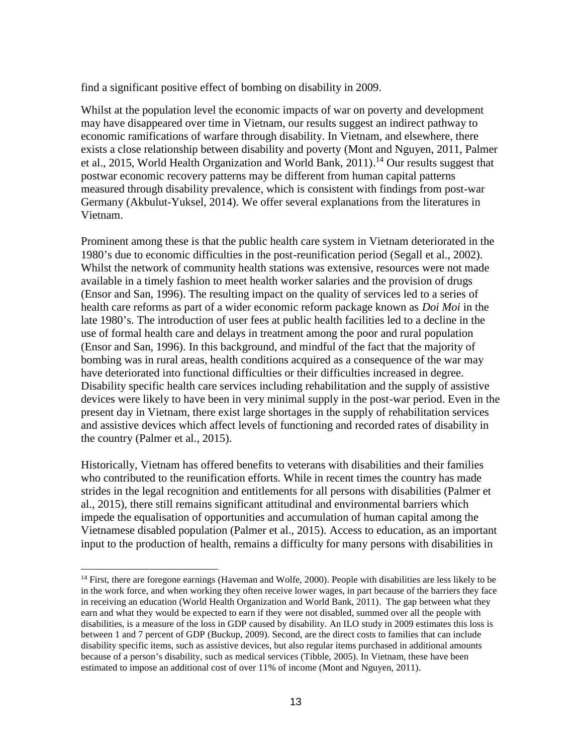find a significant positive effect of bombing on disability in 2009.

Whilst at the population level the economic impacts of war on poverty and development may have disappeared over time in Vietnam, our results suggest an indirect pathway to economic ramifications of warfare through disability. In Vietnam, and elsewhere, there exists a close relationship between disability and poverty (Mont and Nguyen, 2011, Palmer et al., 2015, World Health Organization and World Bank, 2011).[14] Our results suggest that postwar economic recovery patterns may be different from human capital patterns measured through disability prevalence, which is consistent with findings from post-war Germany (Akbulut-Yuksel, 2014). We offer several explanations from the literatures in Vietnam.

Prominent among these is that the public health care system in Vietnam deteriorated in the 1980's due to economic difficulties in the post-reunification period (Segall et al., 2002). Whilst the network of community health stations was extensive, resources were not made available in a timely fashion to meet health worker salaries and the provision of drugs (Ensor and San, 1996). The resulting impact on the quality of services led to a series of health care reforms as part of a wider economic reform package known as *Doi Moi* in the late 1980's. The introduction of user fees at public health facilities led to a decline in the use of formal health care and delays in treatment among the poor and rural population (Ensor and San, 1996). In this background, and mindful of the fact that the majority of bombing was in rural areas, health conditions acquired as a consequence of the war may have deteriorated into functional difficulties or their difficulties increased in degree. Disability specific health care services including rehabilitation and the supply of assistive devices were likely to have been in very minimal supply in the post-war period. Even in the present day in Vietnam, there exist large shortages in the supply of rehabilitation services and assistive devices which affect levels of functioning and recorded rates of disability in the country (Palmer et al., 2015).

Historically, Vietnam has offered benefits to veterans with disabilities and their families who contributed to the reunification efforts. While in recent times the country has made strides in the legal recognition and entitlements for all persons with disabilities (Palmer et al., 2015), there still remains significant attitudinal and environmental barriers which impede the equalisation of opportunities and accumulation of human capital among the Vietnamese disabled population (Palmer et al., 2015). Access to education, as an important input to the production of health, remains a difficulty for many persons with disabilities in

---

[14] First, there are foregone earnings (Haveman and Wolfe, 2000). People with disabilities are less likely to be in the work force, and when working they often receive lower wages, in part because of the barriers they face in receiving an education (World Health Organization and World Bank, 2011). The gap between what they earn and what they would be expected to earn if they were not disabled, summed over all the people with disabilities, is a measure of the loss in GDP caused by disability. An ILO study in 2009 estimates this loss is between 1 and 7 percent of GDP (Buckup, 2009). Second, are the direct costs to families that can include disability specific items, such as assistive devices, but also regular items purchased in additional amounts because of a person's disability, such as medical services (Tibble, 2005). In Vietnam, these have been estimated to impose an additional cost of over 11% of income (Mont and Nguyen, 2011).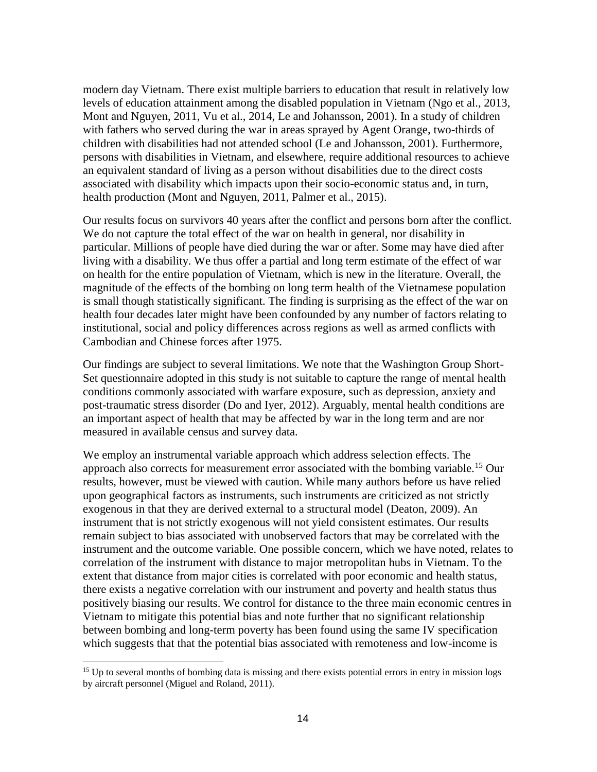modern day Vietnam. There exist multiple barriers to education that result in relatively low levels of education attainment among the disabled population in Vietnam (Ngo et al., 2013, Mont and Nguyen, 2011, Vu et al., 2014, Le and Johansson, 2001). In a study of children with fathers who served during the war in areas sprayed by Agent Orange, two-thirds of children with disabilities had not attended school (Le and Johansson, 2001). Furthermore, persons with disabilities in Vietnam, and elsewhere, require additional resources to achieve an equivalent standard of living as a person without disabilities due to the direct costs associated with disability which impacts upon their socio-economic status and, in turn, health production (Mont and Nguyen, 2011, Palmer et al., 2015).

Our results focus on survivors 40 years after the conflict and persons born after the conflict. We do not capture the total effect of the war on health in general, nor disability in particular. Millions of people have died during the war or after. Some may have died after living with a disability. We thus offer a partial and long term estimate of the effect of war on health for the entire population of Vietnam, which is new in the literature. Overall, the magnitude of the effects of the bombing on long term health of the Vietnamese population is small though statistically significant. The finding is surprising as the effect of the war on health four decades later might have been confounded by any number of factors relating to institutional, social and policy differences across regions as well as armed conflicts with Cambodian and Chinese forces after 1975.

Our findings are subject to several limitations. We note that the Washington Group Short-Set questionnaire adopted in this study is not suitable to capture the range of mental health conditions commonly associated with warfare exposure, such as depression, anxiety and post-traumatic stress disorder (Do and Iyer, 2012). Arguably, mental health conditions are an important aspect of health that may be affected by war in the long term and are nor measured in available census and survey data.

We employ an instrumental variable approach which address selection effects. The approach also corrects for measurement error associated with the bombing variable.[15] Our results, however, must be viewed with caution. While many authors before us have relied upon geographical factors as instruments, such instruments are criticized as not strictly exogenous in that they are derived external to a structural model (Deaton, 2009). An instrument that is not strictly exogenous will not yield consistent estimates. Our results remain subject to bias associated with unobserved factors that may be correlated with the instrument and the outcome variable. One possible concern, which we have noted, relates to correlation of the instrument with distance to major metropolitan hubs in Vietnam. To the extent that distance from major cities is correlated with poor economic and health status, there exists a negative correlation with our instrument and poverty and health status thus positively biasing our results. We control for distance to the three main economic centres in Vietnam to mitigate this potential bias and note further that no significant relationship between bombing and long-term poverty has been found using the same IV specification which suggests that that the potential bias associated with remoteness and low-income is

[15] Up to several months of bombing data is missing and there exists potential errors in entry in mission logs by aircraft personnel (Miguel and Roland, 2011).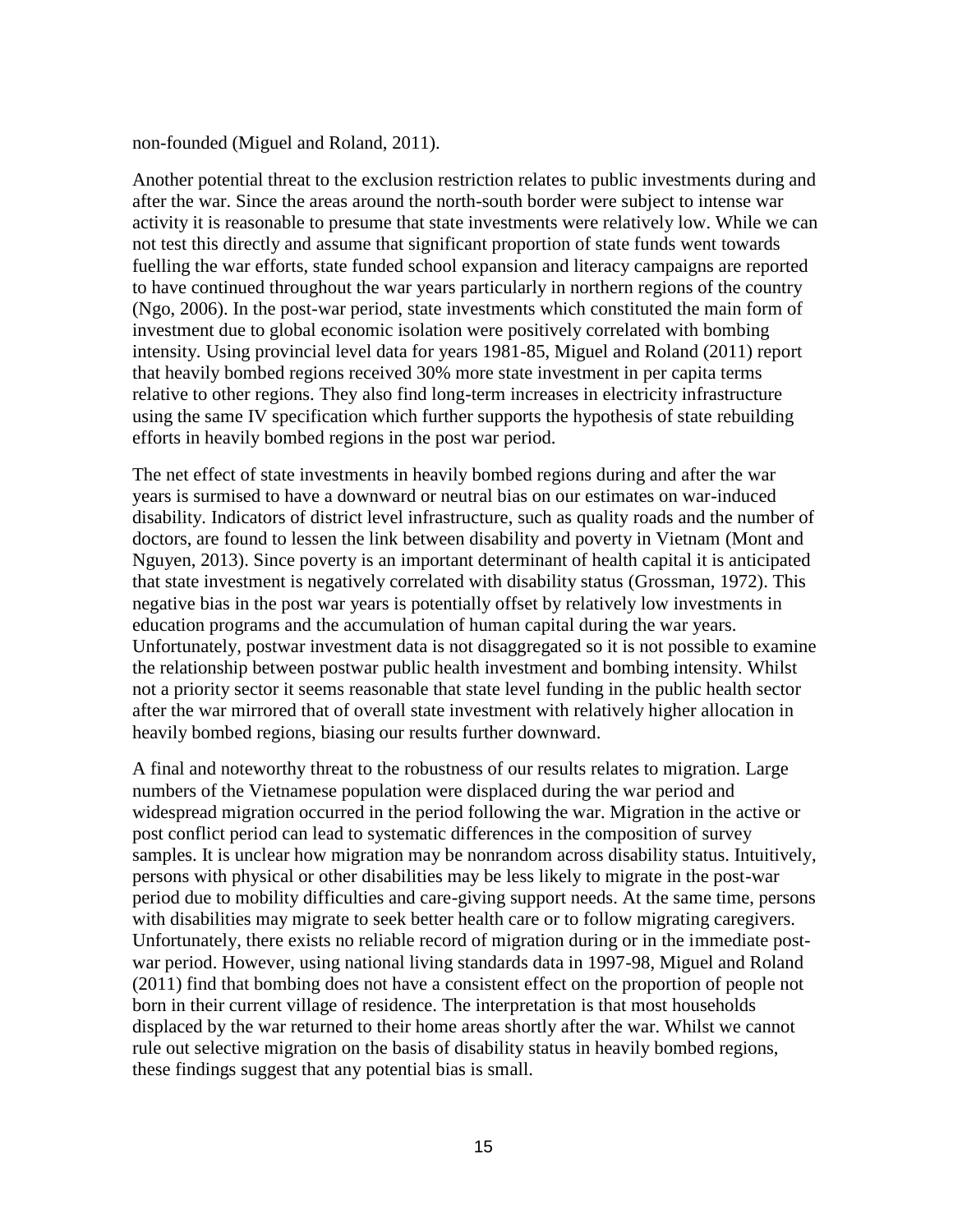non-founded (Miguel and Roland, 2011).

Another potential threat to the exclusion restriction relates to public investments during and after the war. Since the areas around the north-south border were subject to intense war activity it is reasonable to presume that state investments were relatively low. While we can not test this directly and assume that significant proportion of state funds went towards fuelling the war efforts, state funded school expansion and literacy campaigns are reported to have continued throughout the war years particularly in northern regions of the country (Ngo, 2006). In the post-war period, state investments which constituted the main form of investment due to global economic isolation were positively correlated with bombing intensity. Using provincial level data for years 1981-85, Miguel and Roland (2011) report that heavily bombed regions received 30% more state investment in per capita terms relative to other regions. They also find long-term increases in electricity infrastructure using the same IV specification which further supports the hypothesis of state rebuilding efforts in heavily bombed regions in the post war period.

The net effect of state investments in heavily bombed regions during and after the war years is surmised to have a downward or neutral bias on our estimates on war-induced disability. Indicators of district level infrastructure, such as quality roads and the number of doctors, are found to lessen the link between disability and poverty in Vietnam (Mont and Nguyen, 2013). Since poverty is an important determinant of health capital it is anticipated that state investment is negatively correlated with disability status (Grossman, 1972). This negative bias in the post war years is potentially offset by relatively low investments in education programs and the accumulation of human capital during the war years. Unfortunately, postwar investment data is not disaggregated so it is not possible to examine the relationship between postwar public health investment and bombing intensity. Whilst not a priority sector it seems reasonable that state level funding in the public health sector after the war mirrored that of overall state investment with relatively higher allocation in heavily bombed regions, biasing our results further downward.

A final and noteworthy threat to the robustness of our results relates to migration. Large numbers of the Vietnamese population were displaced during the war period and widespread migration occurred in the period following the war. Migration in the active or post conflict period can lead to systematic differences in the composition of survey samples. It is unclear how migration may be nonrandom across disability status. Intuitively, persons with physical or other disabilities may be less likely to migrate in the post-war period due to mobility difficulties and care-giving support needs. At the same time, persons with disabilities may migrate to seek better health care or to follow migrating caregivers. Unfortunately, there exists no reliable record of migration during or in the immediate post-war period. However, using national living standards data in 1997-98, Miguel and Roland (2011) find that bombing does not have a consistent effect on the proportion of people not born in their current village of residence. The interpretation is that most households displaced by the war returned to their home areas shortly after the war. Whilst we cannot rule out selective migration on the basis of disability status in heavily bombed regions, these findings suggest that any potential bias is small.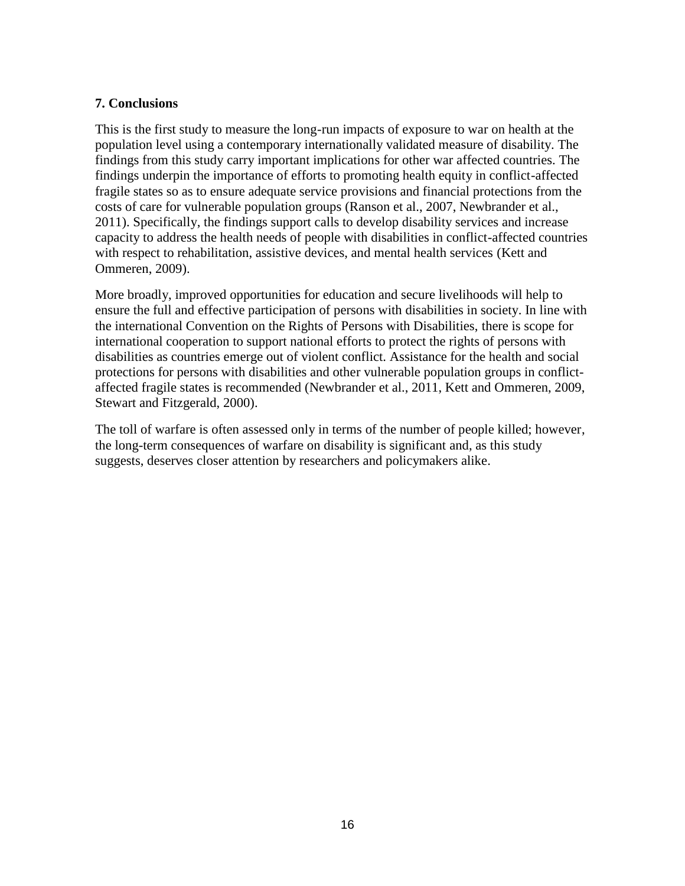## 7. Conclusions

This is the first study to measure the long-run impacts of exposure to war on health at the population level using a contemporary internationally validated measure of disability. The findings from this study carry important implications for other war affected countries. The findings underpin the importance of efforts to promoting health equity in conflict-affected fragile states so as to ensure adequate service provisions and financial protections from the costs of care for vulnerable population groups (Ranson et al., 2007, Newbrander et al., 2011). Specifically, the findings support calls to develop disability services and increase capacity to address the health needs of people with disabilities in conflict-affected countries with respect to rehabilitation, assistive devices, and mental health services (Kett and Ommeren, 2009).

More broadly, improved opportunities for education and secure livelihoods will help to ensure the full and effective participation of persons with disabilities in society. In line with the international Convention on the Rights of Persons with Disabilities, there is scope for international cooperation to support national efforts to protect the rights of persons with disabilities as countries emerge out of violent conflict. Assistance for the health and social protections for persons with disabilities and other vulnerable population groups in conflict-affected fragile states is recommended (Newbrander et al., 2011, Kett and Ommeren, 2009, Stewart and Fitzgerald, 2000).

The toll of warfare is often assessed only in terms of the number of people killed; however, the long-term consequences of warfare on disability is significant and, as this study suggests, deserves closer attention by researchers and policymakers alike.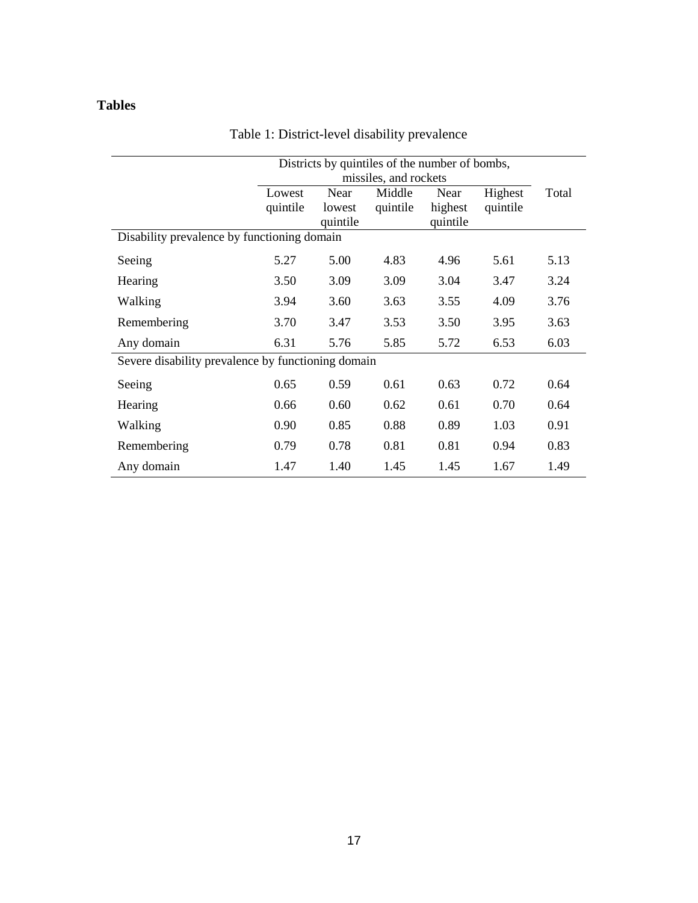# Tables

Table 1: District-level disability prevalence

| | Districts by quintiles of the number of bombs, missiles, and rockets | | | | | |
|---|---|---|---|---|---|---|
| | Lowest quintile | Near lowest quintile | Middle quintile | Near highest quintile | Highest quintile | Total |
| Disability prevalence by functioning domain | | | | | | |
| Seeing | 5.27 | 5.00 | 4.83 | 4.96 | 5.61 | 5.13 |
| Hearing | 3.50 | 3.09 | 3.09 | 3.04 | 3.47 | 3.24 |
| Walking | 3.94 | 3.60 | 3.63 | 3.55 | 4.09 | 3.76 |
| Remembering | 3.70 | 3.47 | 3.53 | 3.50 | 3.95 | 3.63 |
| Any domain | 6.31 | 5.76 | 5.85 | 5.72 | 6.53 | 6.03 |
| Severe disability prevalence by functioning domain | | | | | | |
| Seeing | 0.65 | 0.59 | 0.61 | 0.63 | 0.72 | 0.64 |
| Hearing | 0.66 | 0.60 | 0.62 | 0.61 | 0.70 | 0.64 |
| Walking | 0.90 | 0.85 | 0.88 | 0.89 | 1.03 | 0.91 |
| Remembering | 0.79 | 0.78 | 0.81 | 0.81 | 0.94 | 0.83 |
| Any domain | 1.47 | 1.40 | 1.45 | 1.45 | 1.67 | 1.49 |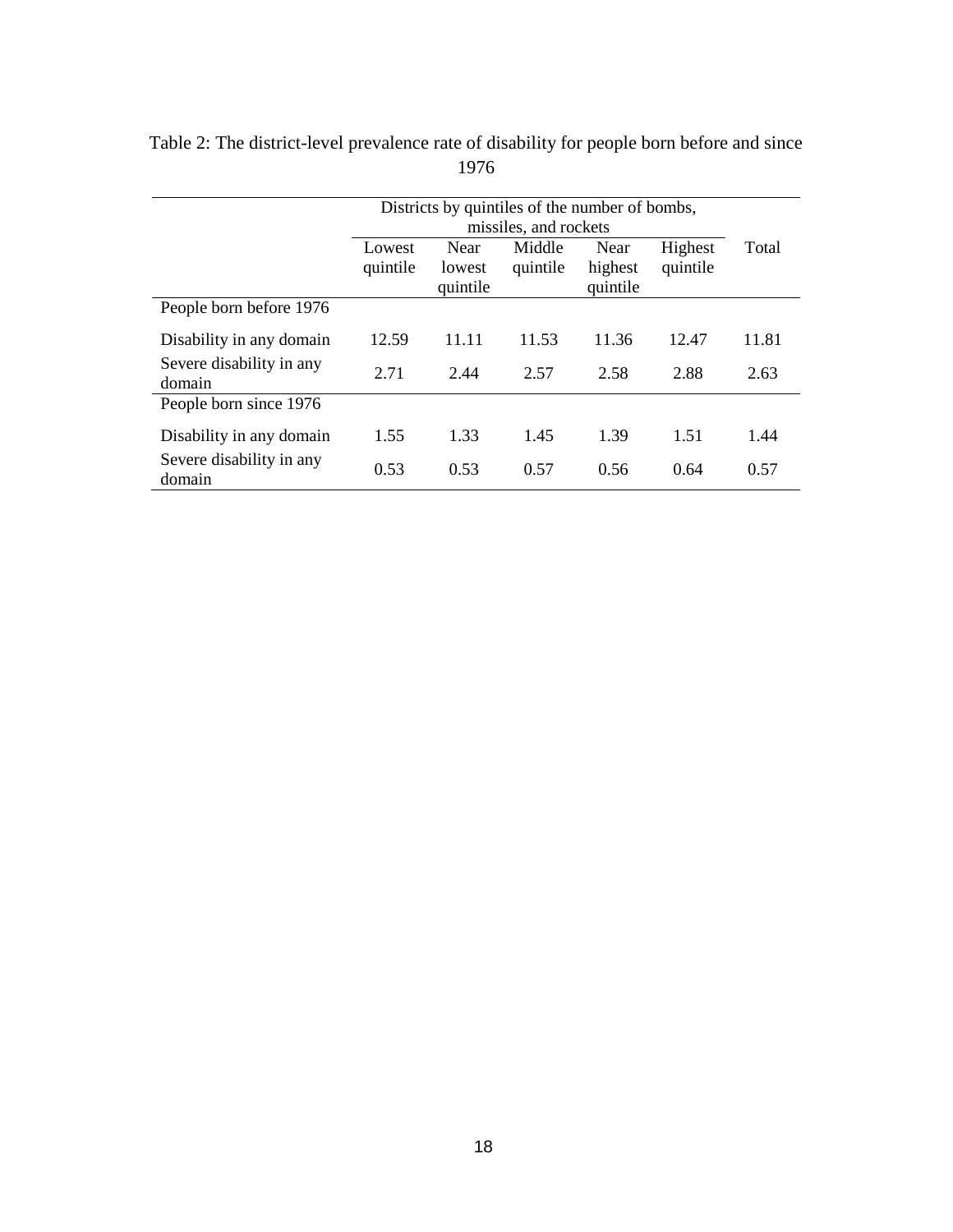Table 2: The district-level prevalence rate of disability for people born before and since 1976

| | Districts by quintiles of the number of bombs, missiles, and rockets | | | | | Total |
|---|---|---|---|---|---|---|
| | Lowest quintile | Near lowest quintile | Middle quintile | Near highest quintile | Highest quintile | |
| People born before 1976 | | | | | | |
| Disability in any domain | 12.59 | 11.11 | 11.53 | 11.36 | 12.47 | 11.81 |
| Severe disability in any domain | 2.71 | 2.44 | 2.57 | 2.58 | 2.88 | 2.63 |
| People born since 1976 | | | | | | |
| Disability in any domain | 1.55 | 1.33 | 1.45 | 1.39 | 1.51 | 1.44 |
| Severe disability in any domain | 0.53 | 0.53 | 0.57 | 0.56 | 0.64 | 0.57 |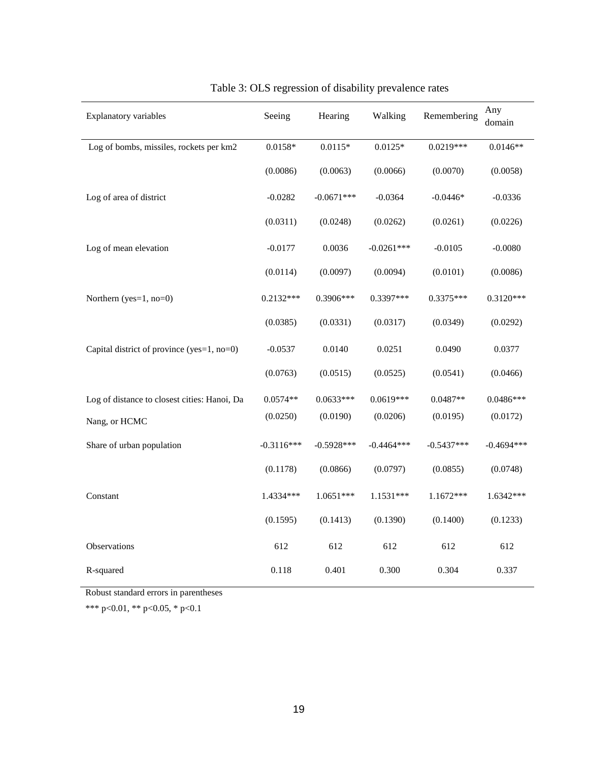Table 3: OLS regression of disability prevalence rates

| Explanatory variables | Seeing | Hearing | Walking | Remembering | Any domain |
|---|---|---|---|---|---|
| Log of bombs, missiles, rockets per km2 | 0.0158* | 0.0115* | 0.0125* | 0.0219*** | 0.0146** |
| | (0.0086) | (0.0063) | (0.0066) | (0.0070) | (0.0058) |
| Log of area of district | -0.0282 | -0.0671*** | -0.0364 | -0.0446* | -0.0336 |
| | (0.0311) | (0.0248) | (0.0262) | (0.0261) | (0.0226) |
| Log of mean elevation | -0.0177 | 0.0036 | -0.0261*** | -0.0105 | -0.0080 |
| | (0.0114) | (0.0097) | (0.0094) | (0.0101) | (0.0086) |
| Northern (yes=1, no=0) | 0.2132*** | 0.3906*** | 0.3397*** | 0.3375*** | 0.3120*** |
| | (0.0385) | (0.0331) | (0.0317) | (0.0349) | (0.0292) |
| Capital district of province (yes=1, no=0) | -0.0537 | 0.0140 | 0.0251 | 0.0490 | 0.0377 |
| | (0.0763) | (0.0515) | (0.0525) | (0.0541) | (0.0466) |
| Log of distance to closest cities: Hanoi, Da Nang, or HCMC | 0.0574** | 0.0633*** | 0.0619*** | 0.0487** | 0.0486*** |
| | (0.0250) | (0.0190) | (0.0206) | (0.0195) | (0.0172) |
| Share of urban population | -0.3116*** | -0.5928*** | -0.4464*** | -0.5437*** | -0.4694*** |
| | (0.1178) | (0.0866) | (0.0797) | (0.0855) | (0.0748) |
| Constant | 1.4334*** | 1.0651*** | 1.1531*** | 1.1672*** | 1.6342*** |
| | (0.1595) | (0.1413) | (0.1390) | (0.1400) | (0.1233) |
| Observations | 612 | 612 | 612 | 612 | 612 |
| R-squared | 0.118 | 0.401 | 0.300 | 0.304 | 0.337 |

Robust standard errors in parentheses

*** p<0.01, ** p<0.05, * p<0.1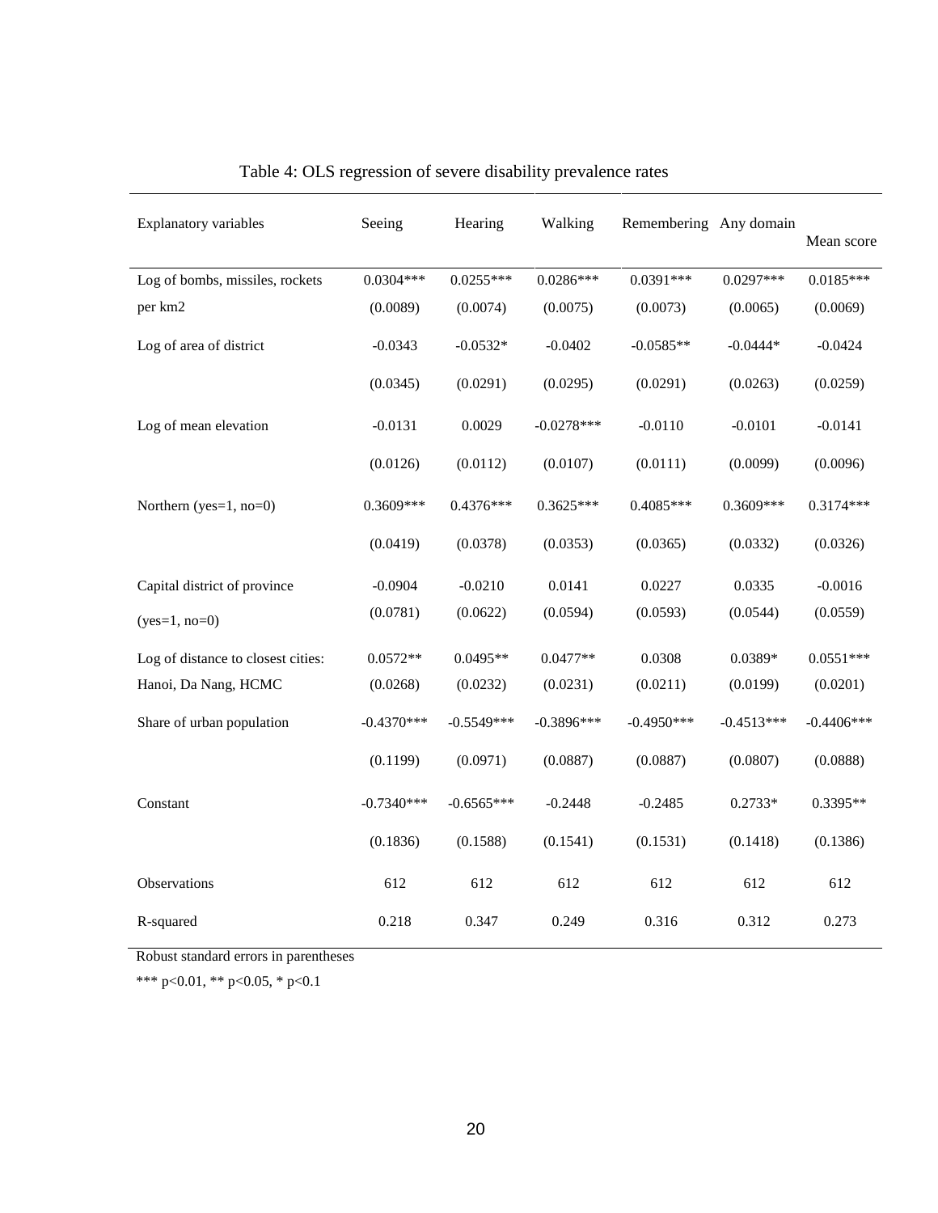Table 4: OLS regression of severe disability prevalence rates

| Explanatory variables | Seeing | Hearing | Walking | Remembering | Any domain | Mean score |
|---|---|---|---|---|---|---|
| Log of bombs, missiles, rockets | 0.0304*** | 0.0255*** | 0.0286*** | 0.0391*** | 0.0297*** | 0.0185*** |
| per km2 | (0.0089) | (0.0074) | (0.0075) | (0.0073) | (0.0065) | (0.0069) |
| Log of area of district | -0.0343 | -0.0532* | -0.0402 | -0.0585** | -0.0444* | -0.0424 |
| | (0.0345) | (0.0291) | (0.0295) | (0.0291) | (0.0263) | (0.0259) |
| Log of mean elevation | -0.0131 | 0.0029 | -0.0278*** | -0.0110 | -0.0101 | -0.0141 |
| | (0.0126) | (0.0112) | (0.0107) | (0.0111) | (0.0099) | (0.0096) |
| Northern (yes=1, no=0) | 0.3609*** | 0.4376*** | 0.3625*** | 0.4085*** | 0.3609*** | 0.3174*** |
| | (0.0419) | (0.0378) | (0.0353) | (0.0365) | (0.0332) | (0.0326) |
| Capital district of province | -0.0904 | -0.0210 | 0.0141 | 0.0227 | 0.0335 | -0.0016 |
| (yes=1, no=0) | (0.0781) | (0.0622) | (0.0594) | (0.0593) | (0.0544) | (0.0559) |
| Log of distance to closest cities: | 0.0572** | 0.0495** | 0.0477** | 0.0308 | 0.0389* | 0.0551*** |
| Hanoi, Da Nang, HCMC | (0.0268) | (0.0232) | (0.0231) | (0.0211) | (0.0199) | (0.0201) |
| Share of urban population | -0.4370*** | -0.5549*** | -0.3896*** | -0.4950*** | -0.4513*** | -0.4406*** |
| | (0.1199) | (0.0971) | (0.0887) | (0.0887) | (0.0807) | (0.0888) |
| Constant | -0.7340*** | -0.6565*** | -0.2448 | -0.2485 | 0.2733* | 0.3395** |
| | (0.1836) | (0.1588) | (0.1541) | (0.1531) | (0.1418) | (0.1386) |
| Observations | 612 | 612 | 612 | 612 | 612 | 612 |
| R-squared | 0.218 | 0.347 | 0.249 | 0.316 | 0.312 | 0.273 |

Robust standard errors in parentheses

*** p<0.01, ** p<0.05, * p<0.1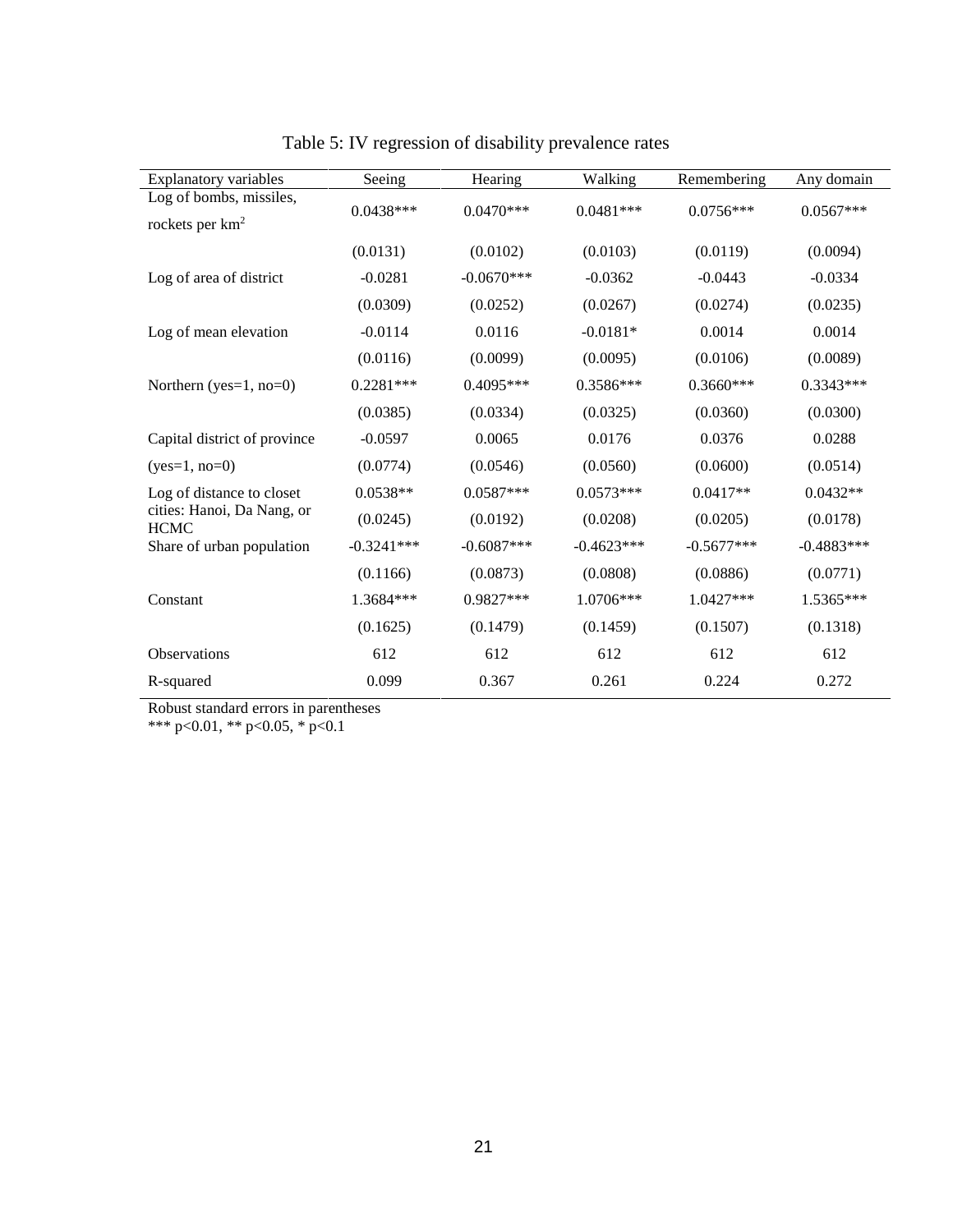Table 5: IV regression of disability prevalence rates

| Explanatory variables | Seeing | Hearing | Walking | Remembering | Any domain |
|---|---|---|---|---|---|
| Log of bombs, missiles, rockets per km$^2$ | 0.0438*** | 0.0470*** | 0.0481*** | 0.0756*** | 0.0567*** |
| | (0.0131) | (0.0102) | (0.0103) | (0.0119) | (0.0094) |
| Log of area of district | -0.0281 | -0.0670*** | -0.0362 | -0.0443 | -0.0334 |
| | (0.0309) | (0.0252) | (0.0267) | (0.0274) | (0.0235) |
| Log of mean elevation | -0.0114 | 0.0116 | -0.0181* | 0.0014 | 0.0014 |
| | (0.0116) | (0.0099) | (0.0095) | (0.0106) | (0.0089) |
| Northern (yes=1, no=0) | 0.2281*** | 0.4095*** | 0.3586*** | 0.3660*** | 0.3343*** |
| | (0.0385) | (0.0334) | (0.0325) | (0.0360) | (0.0300) |
| Capital district of province | -0.0597 | 0.0065 | 0.0176 | 0.0376 | 0.0288 |
| (yes=1, no=0) | (0.0774) | (0.0546) | (0.0560) | (0.0600) | (0.0514) |
| Log of distance to closet | 0.0538** | 0.0587*** | 0.0573*** | 0.0417** | 0.0432** |
| cities: Hanoi, Da Nang, or HCMC | (0.0245) | (0.0192) | (0.0208) | (0.0205) | (0.0178) |
| Share of urban population | -0.3241*** | -0.6087*** | -0.4623*** | -0.5677*** | -0.4883*** |
| | (0.1166) | (0.0873) | (0.0808) | (0.0886) | (0.0771) |
| Constant | 1.3684*** | 0.9827*** | 1.0706*** | 1.0427*** | 1.5365*** |
| | (0.1625) | (0.1479) | (0.1459) | (0.1507) | (0.1318) |
| Observations | 612 | 612 | 612 | 612 | 612 |
| R-squared | 0.099 | 0.367 | 0.261 | 0.224 | 0.272 |

Robust standard errors in parentheses
*** p<0.01, ** p<0.05, * p<0.1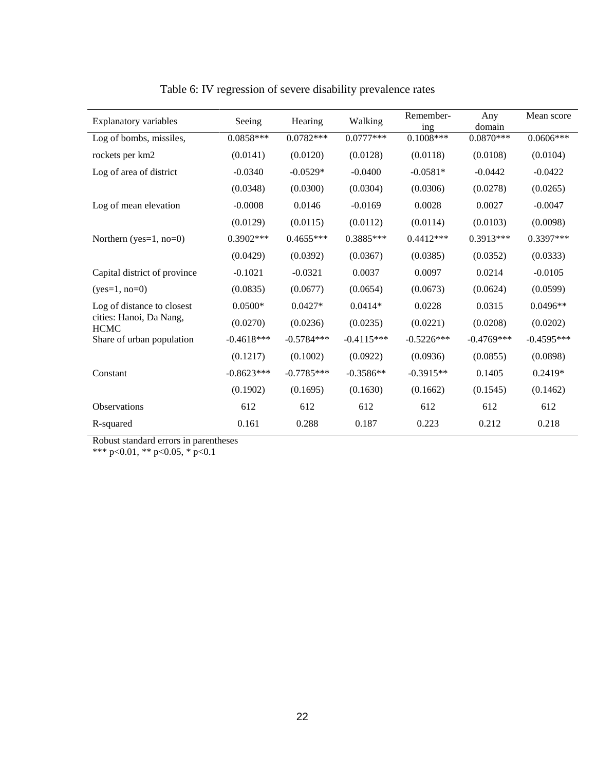Table 6: IV regression of severe disability prevalence rates

| Explanatory variables | Seeing | Hearing | Walking | Remember-ing | Any domain | Mean score |
|---|---|---|---|---|---|---|
| Log of bombs, missiles, | 0.0858*** | 0.0782*** | 0.0777*** | 0.1008*** | 0.0870*** | 0.0606*** |
| rockets per km2 | (0.0141) | (0.0120) | (0.0128) | (0.0118) | (0.0108) | (0.0104) |
| Log of area of district | -0.0340 | -0.0529* | -0.0400 | -0.0581* | -0.0442 | -0.0422 |
| | (0.0348) | (0.0300) | (0.0304) | (0.0306) | (0.0278) | (0.0265) |
| Log of mean elevation | -0.0008 | 0.0146 | -0.0169 | 0.0028 | 0.0027 | -0.0047 |
| | (0.0129) | (0.0115) | (0.0112) | (0.0114) | (0.0103) | (0.0098) |
| Northern (yes=1, no=0) | 0.3902*** | 0.4655*** | 0.3885*** | 0.4412*** | 0.3913*** | 0.3397*** |
| | (0.0429) | (0.0392) | (0.0367) | (0.0385) | (0.0352) | (0.0333) |
| Capital district of province | -0.1021 | -0.0321 | 0.0037 | 0.0097 | 0.0214 | -0.0105 |
| (yes=1, no=0) | (0.0835) | (0.0677) | (0.0654) | (0.0673) | (0.0624) | (0.0599) |
| Log of distance to closest | 0.0500* | 0.0427* | 0.0414* | 0.0228 | 0.0315 | 0.0496** |
| cities: Hanoi, Da Nang, HCMC | (0.0270) | (0.0236) | (0.0235) | (0.0221) | (0.0208) | (0.0202) |
| Share of urban population | -0.4618*** | -0.5784*** | -0.4115*** | -0.5226*** | -0.4769*** | -0.4595*** |
| | (0.1217) | (0.1002) | (0.0922) | (0.0936) | (0.0855) | (0.0898) |
| Constant | -0.8623*** | -0.7785*** | -0.3586** | -0.3915** | 0.1405 | 0.2419* |
| | (0.1902) | (0.1695) | (0.1630) | (0.1662) | (0.1545) | (0.1462) |
| Observations | 612 | 612 | 612 | 612 | 612 | 612 |
| R-squared | 0.161 | 0.288 | 0.187 | 0.223 | 0.212 | 0.218 |

Robust standard errors in parentheses
*** p<0.01, ** p<0.05, * p<0.1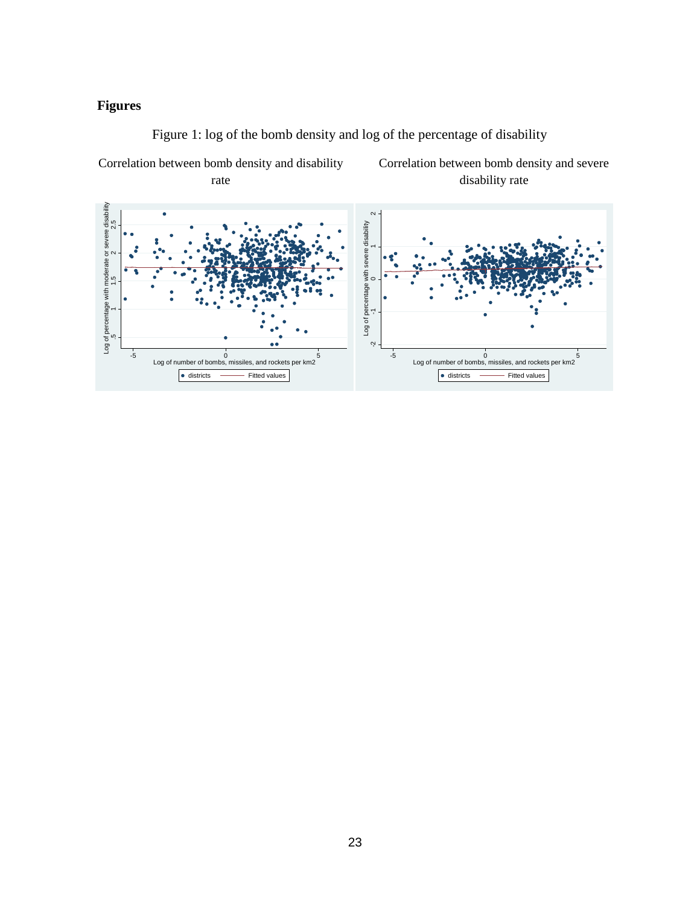# Figures

Figure 1: log of the bomb density and log of the percentage of disability

Correlation between bomb density and disability rate

Correlation between bomb density and severe disability rate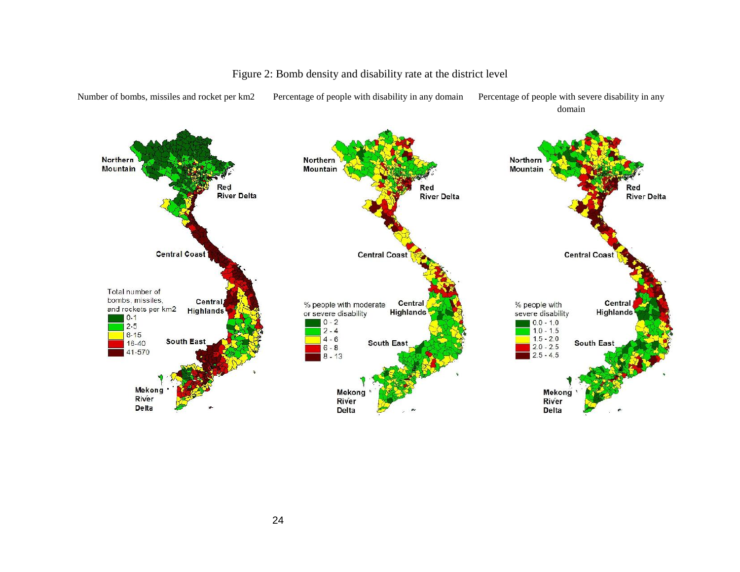Figure 2: Bomb density and disability rate at the district level

Number of bombs, missiles and rocket per km2

Percentage of people with disability in any domain

Percentage of people with severe disability in any domain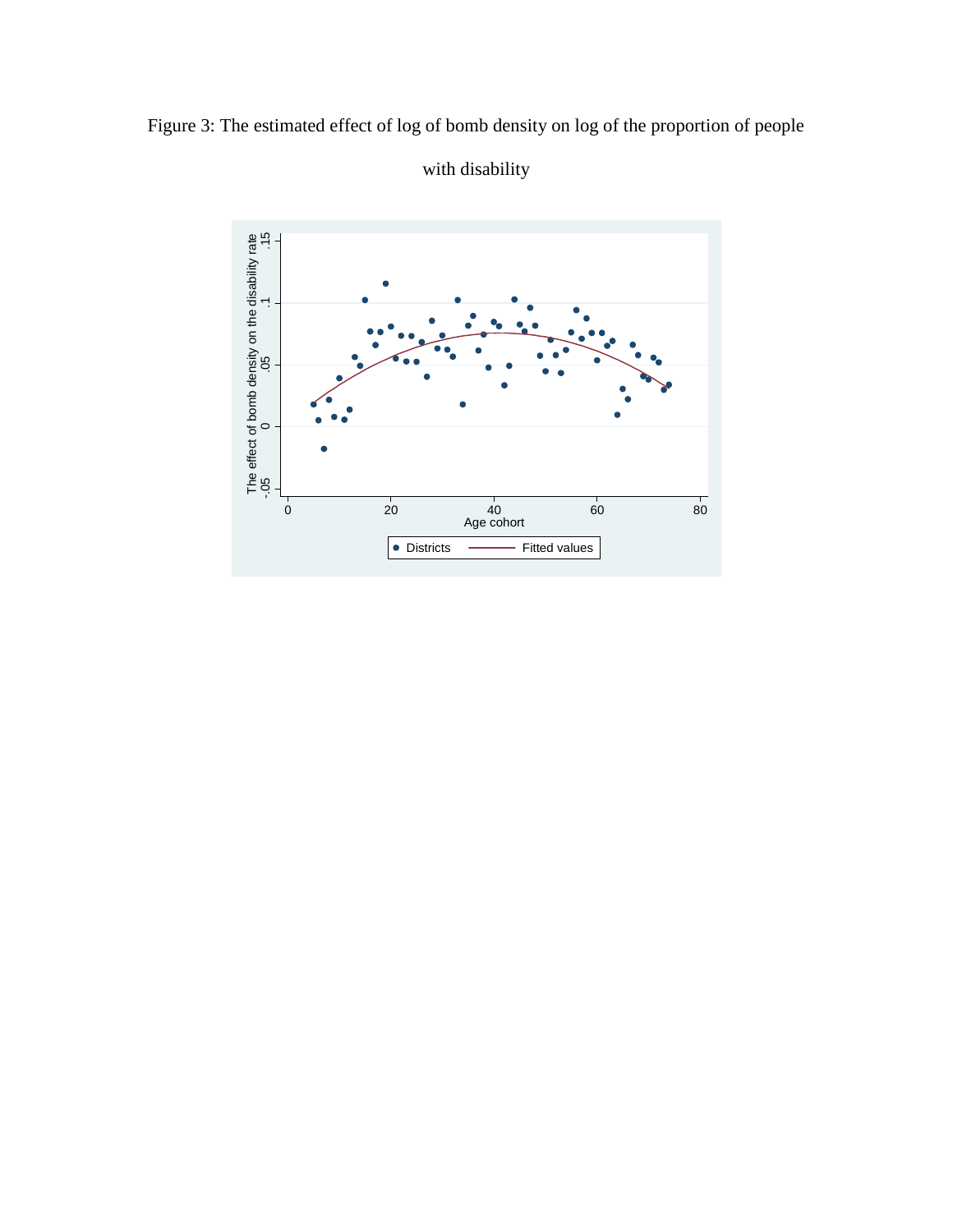Figure 3: The estimated effect of log of bomb density on log of the proportion of people with disability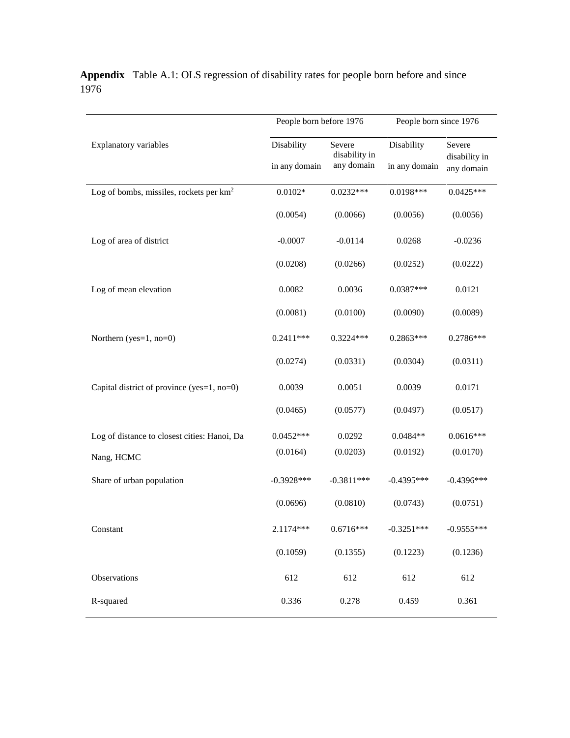**Appendix** Table A.1: OLS regression of disability rates for people born before and since 1976

| Explanatory variables | People born before 1976 | | People born since 1976 | |
|---|---|---|---|---|
| | Disability in any domain | Severe disability in any domain | Disability in any domain | Severe disability in any domain |
| Log of bombs, missiles, rockets per $km^2$ | 0.0102* | 0.0232*** | 0.0198*** | 0.0425*** |
| | (0.0054) | (0.0066) | (0.0056) | (0.0056) |
| Log of area of district | -0.0007 | -0.0114 | 0.0268 | -0.0236 |
| | (0.0208) | (0.0266) | (0.0252) | (0.0222) |
| Log of mean elevation | 0.0082 | 0.0036 | 0.0387*** | 0.0121 |
| | (0.0081) | (0.0100) | (0.0090) | (0.0089) |
| Northern (yes=1, no=0) | 0.2411*** | 0.3224*** | 0.2863*** | 0.2786*** |
| | (0.0274) | (0.0331) | (0.0304) | (0.0311) |
| Capital district of province (yes=1, no=0) | 0.0039 | 0.0051 | 0.0039 | 0.0171 |
| | (0.0465) | (0.0577) | (0.0497) | (0.0517) |
| Log of distance to closest cities: Hanoi, Da Nang, HCMC | 0.0452*** | 0.0292 | 0.0484** | 0.0616*** |
| | (0.0164) | (0.0203) | (0.0192) | (0.0170) |
| Share of urban population | -0.3928*** | -0.3811*** | -0.4395*** | -0.4396*** |
| | (0.0696) | (0.0810) | (0.0743) | (0.0751) |
| Constant | 2.1174*** | 0.6716*** | -0.3251*** | -0.9555*** |
| | (0.1059) | (0.1355) | (0.1223) | (0.1236) |
| Observations | 612 | 612 | 612 | 612 |
| R-squared | 0.336 | 0.278 | 0.459 | 0.361 |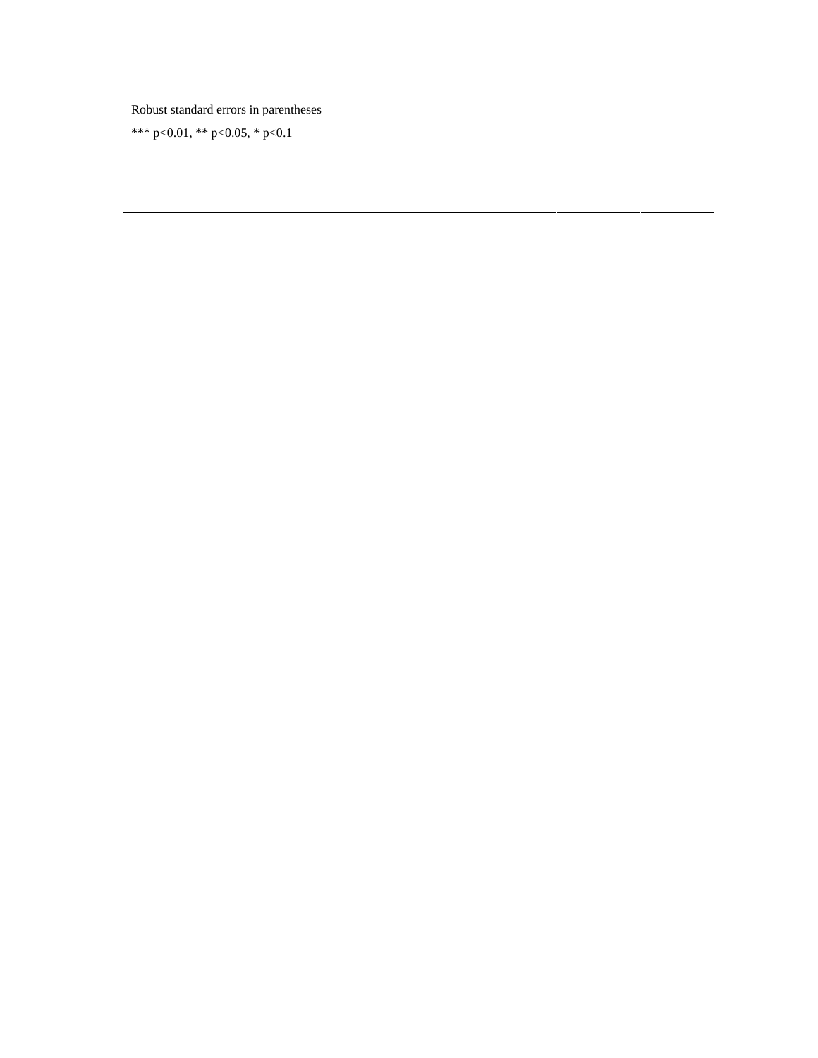Robust standard errors in parentheses

*** p<0.01, ** p<0.05, * p<0.1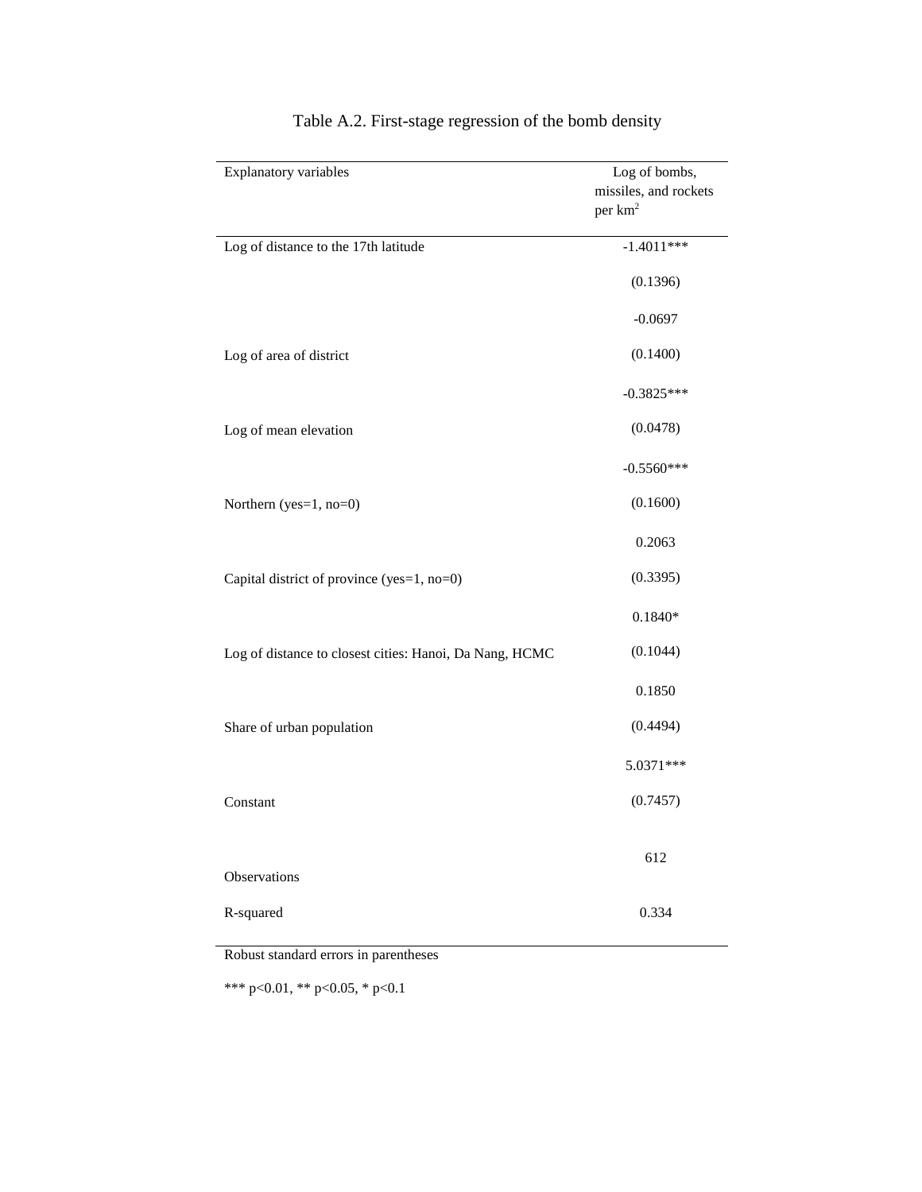Table A.2. First-stage regression of the bomb density

| Explanatory variables | Log of bombs, missiles, and rockets per km$^2$ |
| --- | --- |
| Log of distance to the 17th latitude | -1.4011*** |
| | (0.1396) |
| Log of area of district | -0.0697 |
| | (0.1400) |
| Log of mean elevation | -0.3825*** |
| | (0.0478) |
| Northern (yes=1, no=0) | -0.5560*** |
| | (0.1600) |
| Capital district of province (yes=1, no=0) | 0.2063 |
| | (0.3395) |
| Log of distance to closest cities: Hanoi, Da Nang, HCMC | 0.1840* |
| | (0.1044) |
| Share of urban population | 0.1850 |
| | (0.4494) |
| Constant | 5.0371*** |
| | (0.7457) |
| Observations | 612 |
| R-squared | 0.334 |

Robust standard errors in parentheses

*** p<0.01, ** p<0.05, * p<0.1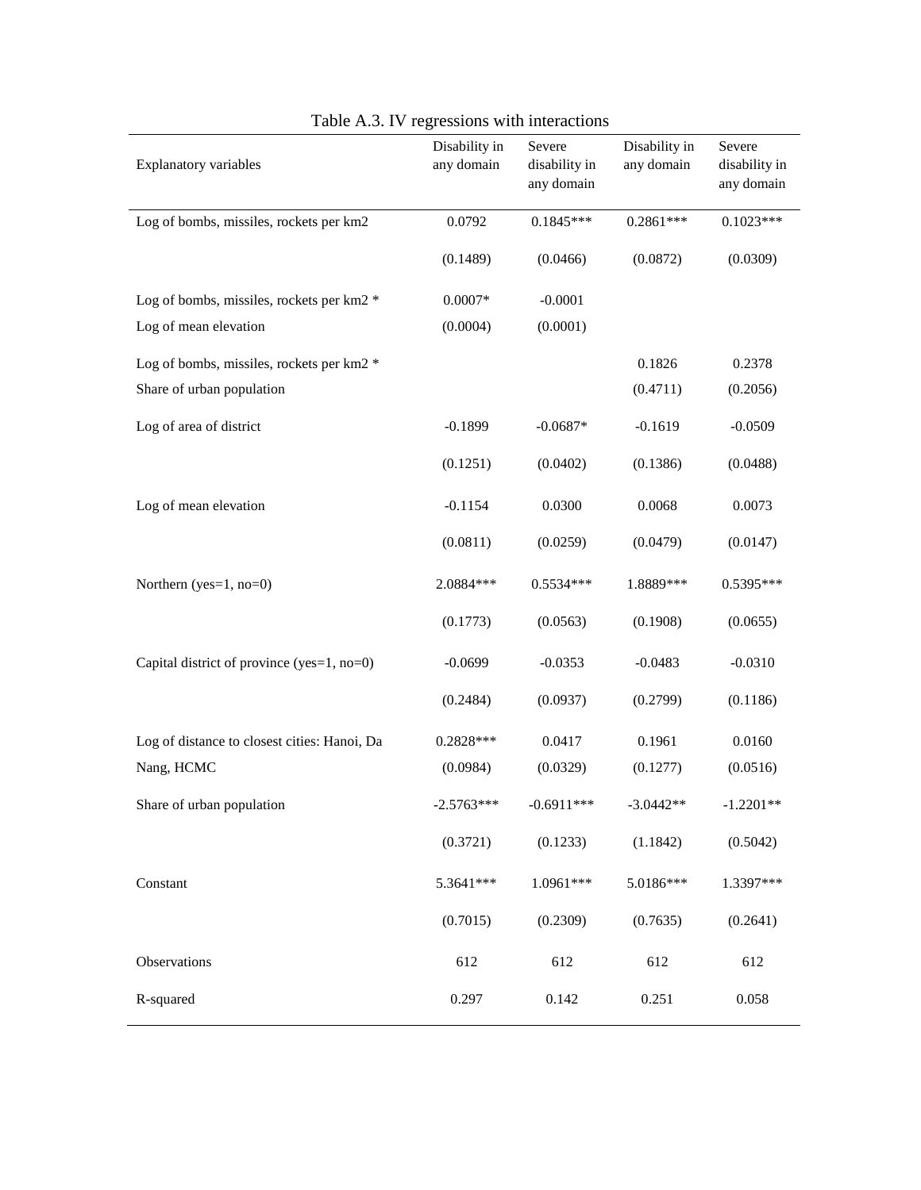Table A.3. IV regressions with interactions

| Explanatory variables | Disability in any domain | Severe disability in any domain | Disability in any domain | Severe disability in any domain |
|---|---|---|---|---|
| Log of bombs, missiles, rockets per km2 | 0.0792 | 0.1845*** | 0.2861*** | 0.1023*** |
| | (0.1489) | (0.0466) | (0.0872) | (0.0309) |
| Log of bombs, missiles, rockets per km2 * Log of mean elevation | 0.0007* | -0.0001 | | |
| | (0.0004) | (0.0001) | | |
| Log of bombs, missiles, rockets per km2 * Share of urban population | | | 0.1826 | 0.2378 |
| | | | (0.4711) | (0.2056) |
| Log of area of district | -0.1899 | -0.0687* | -0.1619 | -0.0509 |
| | (0.1251) | (0.0402) | (0.1386) | (0.0488) |
| Log of mean elevation | -0.1154 | 0.0300 | 0.0068 | 0.0073 |
| | (0.0811) | (0.0259) | (0.0479) | (0.0147) |
| Northern (yes=1, no=0) | 2.0884*** | 0.5534*** | 1.8889*** | 0.5395*** |
| | (0.1773) | (0.0563) | (0.1908) | (0.0655) |
| Capital district of province (yes=1, no=0) | -0.0699 | -0.0353 | -0.0483 | -0.0310 |
| | (0.2484) | (0.0937) | (0.2799) | (0.1186) |
| Log of distance to closest cities: Hanoi, Da Nang, HCMC | 0.2828*** | 0.0417 | 0.1961 | 0.0160 |
| | (0.0984) | (0.0329) | (0.1277) | (0.0516) |
| Share of urban population | -2.5763*** | -0.6911*** | -3.0442** | -1.2201** |
| | (0.3721) | (0.1233) | (1.1842) | (0.5042) |
| Constant | 5.3641*** | 1.0961*** | 5.0186*** | 1.3397*** |
| | (0.7015) | (0.2309) | (0.7635) | (0.2641) |
| Observations | 612 | 612 | 612 | 612 |
| R-squared | 0.297 | 0.142 | 0.251 | 0.058 |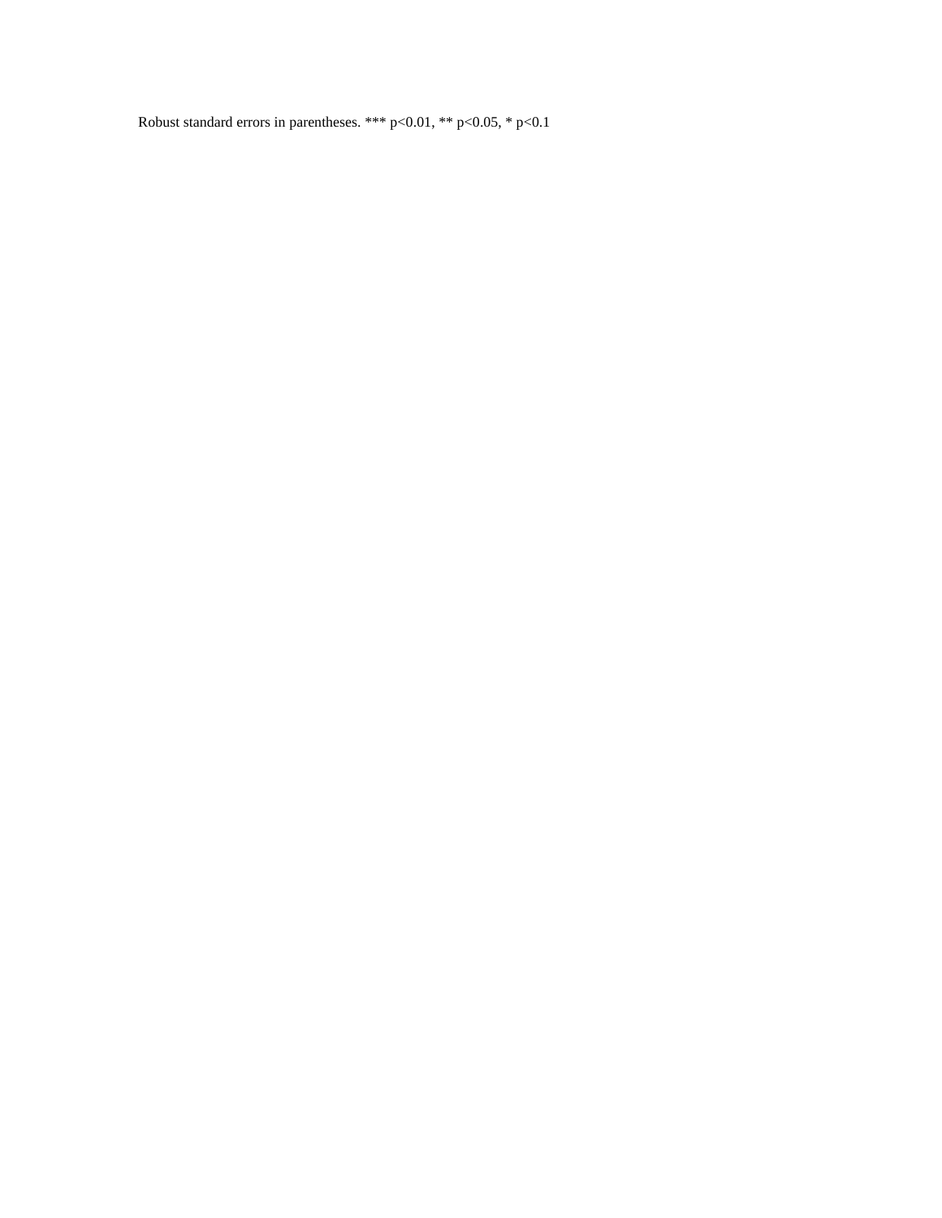Robust standard errors in parentheses. *** $p<0.01$, ** $p<0.05$, * $p<0.1$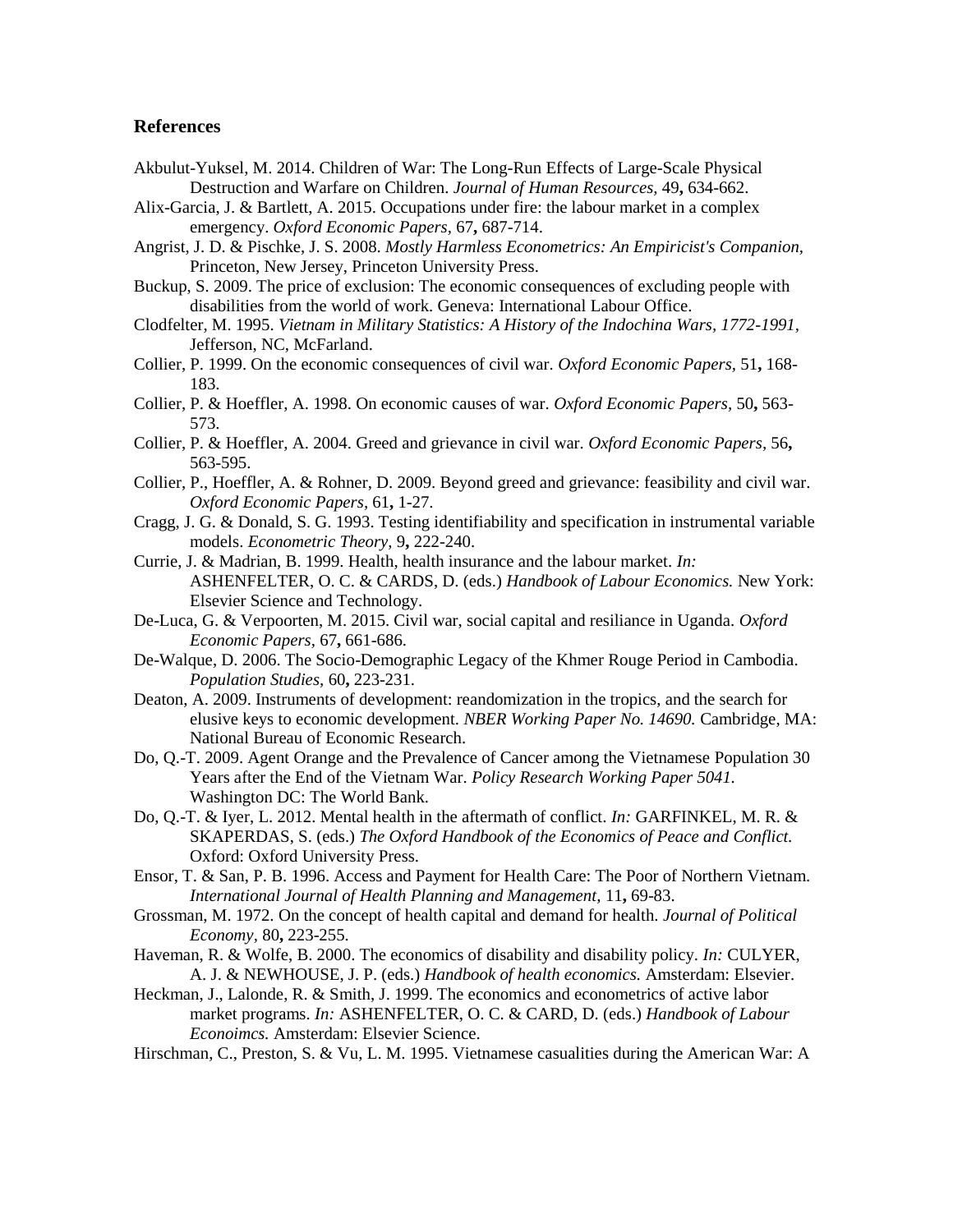## References

Akbulut-Yuksel, M. 2014. Children of War: The Long-Run Effects of Large-Scale Physical Destruction and Warfare on Children. *Journal of Human Resources,* 49**,** 634-662.

Alix-Garcia, J. & Bartlett, A. 2015. Occupations under fire: the labour market in a complex emergency. *Oxford Economic Papers,* 67**,** 687-714.

Angrist, J. D. & Pischke, J. S. 2008. *Mostly Harmless Econometrics: An Empiricist's Companion,* Princeton, New Jersey, Princeton University Press.

Buckup, S. 2009. The price of exclusion: The economic consequences of excluding people with disabilities from the world of work. Geneva: International Labour Office.

Clodfelter, M. 1995. *Vietnam in Military Statistics: A History of the Indochina Wars, 1772-1991,* Jefferson, NC, McFarland.

Collier, P. 1999. On the economic consequences of civil war. *Oxford Economic Papers,* 51**,** 168-183.

Collier, P. & Hoeffler, A. 1998. On economic causes of war. *Oxford Economic Papers,* 50**,** 563-573.

Collier, P. & Hoeffler, A. 2004. Greed and grievance in civil war. *Oxford Economic Papers,* 56**,** 563-595.

Collier, P., Hoeffler, A. & Rohner, D. 2009. Beyond greed and grievance: feasibility and civil war. *Oxford Economic Papers,* 61**,** 1-27.

Cragg, J. G. & Donald, S. G. 1993. Testing identifiability and specification in instrumental variable models. *Econometric Theory,* 9**,** 222-240.

Currie, J. & Madrian, B. 1999. Health, health insurance and the labour market. *In:* ASHENFELTER, O. C. & CARDS, D. (eds.) *Handbook of Labour Economics.* New York: Elsevier Science and Technology.

De-Luca, G. & Verpoorten, M. 2015. Civil war, social capital and resiliance in Uganda. *Oxford Economic Papers,* 67**,** 661-686.

De-Walque, D. 2006. The Socio-Demographic Legacy of the Khmer Rouge Period in Cambodia. *Population Studies,* 60**,** 223-231.

Deaton, A. 2009. Instruments of development: reandomization in the tropics, and the search for elusive keys to economic development. *NBER Working Paper No. 14690.* Cambridge, MA: National Bureau of Economic Research.

Do, Q.-T. 2009. Agent Orange and the Prevalence of Cancer among the Vietnamese Population 30 Years after the End of the Vietnam War. *Policy Research Working Paper 5041.* Washington DC: The World Bank.

Do, Q.-T. & Iyer, L. 2012. Mental health in the aftermath of conflict. *In:* GARFINKEL, M. R. & SKAPERDAS, S. (eds.) *The Oxford Handbook of the Economics of Peace and Conflict.* Oxford: Oxford University Press.

Ensor, T. & San, P. B. 1996. Access and Payment for Health Care: The Poor of Northern Vietnam. *International Journal of Health Planning and Management,* 11**,** 69-83.

Grossman, M. 1972. On the concept of health capital and demand for health. *Journal of Political Economy,* 80**,** 223-255.

Haveman, R. & Wolfe, B. 2000. The economics of disability and disability policy. *In:* CULYER, A. J. & NEWHOUSE, J. P. (eds.) *Handbook of health economics.* Amsterdam: Elsevier.

Heckman, J., Lalonde, R. & Smith, J. 1999. The economics and econometrics of active labor market programs. *In:* ASHENFELTER, O. C. & CARD, D. (eds.) *Handbook of Labour Econoimcs.* Amsterdam: Elsevier Science.

Hirschman, C., Preston, S. & Vu, L. M. 1995. Vietnamese casualities during the American War: A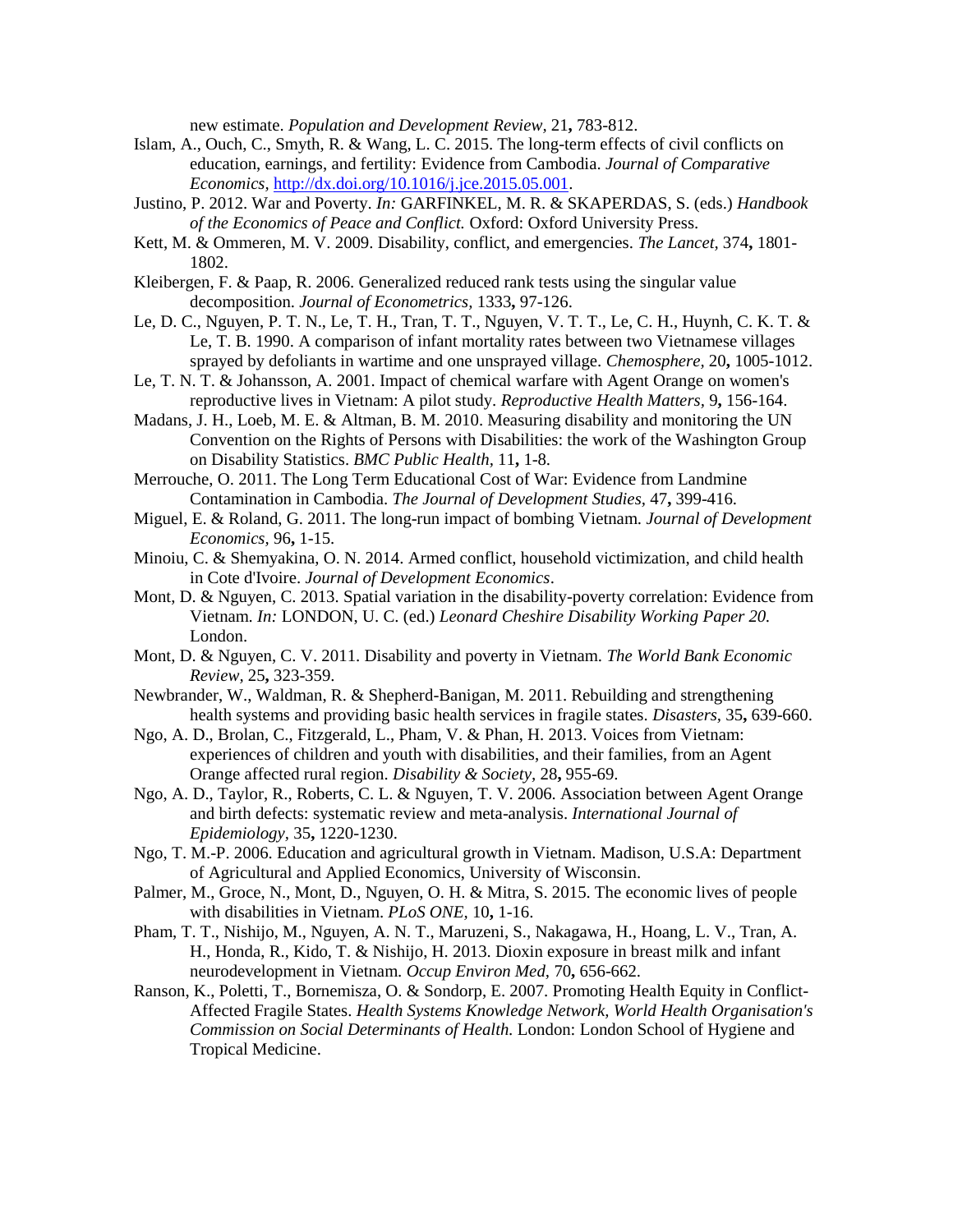new estimate. *Population and Development Review,* 21**,** 783-812.

Islam, A., Ouch, C., Smyth, R. & Wang, L. C. 2015. The long-term effects of civil conflicts on education, earnings, and fertility: Evidence from Cambodia. *Journal of Comparative Economics,* http://dx.doi.org/10.1016/j.jce.2015.05.001.

Justino, P. 2012. War and Poverty. *In:* GARFINKEL, M. R. & SKAPERDAS, S. (eds.) *Handbook of the Economics of Peace and Conflict.* Oxford: Oxford University Press.

Kett, M. & Ommeren, M. V. 2009. Disability, conflict, and emergencies. *The Lancet,* 374**,** 1801-1802.

Kleibergen, F. & Paap, R. 2006. Generalized reduced rank tests using the singular value decomposition. *Journal of Econometrics,* 1333**,** 97-126.

Le, D. C., Nguyen, P. T. N., Le, T. H., Tran, T. T., Nguyen, V. T. T., Le, C. H., Huynh, C. K. T. & Le, T. B. 1990. A comparison of infant mortality rates between two Vietnamese villages sprayed by defoliants in wartime and one unsprayed village. *Chemosphere,* 20**,** 1005-1012.

Le, T. N. T. & Johansson, A. 2001. Impact of chemical warfare with Agent Orange on women's reproductive lives in Vietnam: A pilot study. *Reproductive Health Matters,* 9**,** 156-164.

Madans, J. H., Loeb, M. E. & Altman, B. M. 2010. Measuring disability and monitoring the UN Convention on the Rights of Persons with Disabilities: the work of the Washington Group on Disability Statistics. *BMC Public Health,* 11**,** 1-8.

Merrouche, O. 2011. The Long Term Educational Cost of War: Evidence from Landmine Contamination in Cambodia. *The Journal of Development Studies,* 47**,** 399-416.

Miguel, E. & Roland, G. 2011. The long-run impact of bombing Vietnam. *Journal of Development Economics,* 96**,** 1-15.

Minoiu, C. & Shemyakina, O. N. 2014. Armed conflict, household victimization, and child health in Cote d'Ivoire. *Journal of Development Economics*.

Mont, D. & Nguyen, C. 2013. Spatial variation in the disability-poverty correlation: Evidence from Vietnam. *In:* LONDON, U. C. (ed.) *Leonard Cheshire Disability Working Paper 20.* London.

Mont, D. & Nguyen, C. V. 2011. Disability and poverty in Vietnam. *The World Bank Economic Review,* 25**,** 323-359.

Newbrander, W., Waldman, R. & Shepherd-Banigan, M. 2011. Rebuilding and strengthening health systems and providing basic health services in fragile states. *Disasters,* 35**,** 639-660.

Ngo, A. D., Brolan, C., Fitzgerald, L., Pham, V. & Phan, H. 2013. Voices from Vietnam: experiences of children and youth with disabilities, and their families, from an Agent Orange affected rural region. *Disability & Society,* 28**,** 955-69.

Ngo, A. D., Taylor, R., Roberts, C. L. & Nguyen, T. V. 2006. Association between Agent Orange and birth defects: systematic review and meta-analysis. *International Journal of Epidemiology,* 35**,** 1220-1230.

Ngo, T. M.-P. 2006. Education and agricultural growth in Vietnam. Madison, U.S.A: Department of Agricultural and Applied Economics, University of Wisconsin.

Palmer, M., Groce, N., Mont, D., Nguyen, O. H. & Mitra, S. 2015. The economic lives of people with disabilities in Vietnam. *PLoS ONE,* 10**,** 1-16.

Pham, T. T., Nishijo, M., Nguyen, A. N. T., Maruzeni, S., Nakagawa, H., Hoang, L. V., Tran, A. H., Honda, R., Kido, T. & Nishijo, H. 2013. Dioxin exposure in breast milk and infant neurodevelopment in Vietnam. *Occup Environ Med,* 70**,** 656-662.

Ranson, K., Poletti, T., Bornemisza, O. & Sondorp, E. 2007. Promoting Health Equity in Conflict-Affected Fragile States. *Health Systems Knowledge Network, World Health Organisation's Commission on Social Determinants of Health.* London: London School of Hygiene and Tropical Medicine.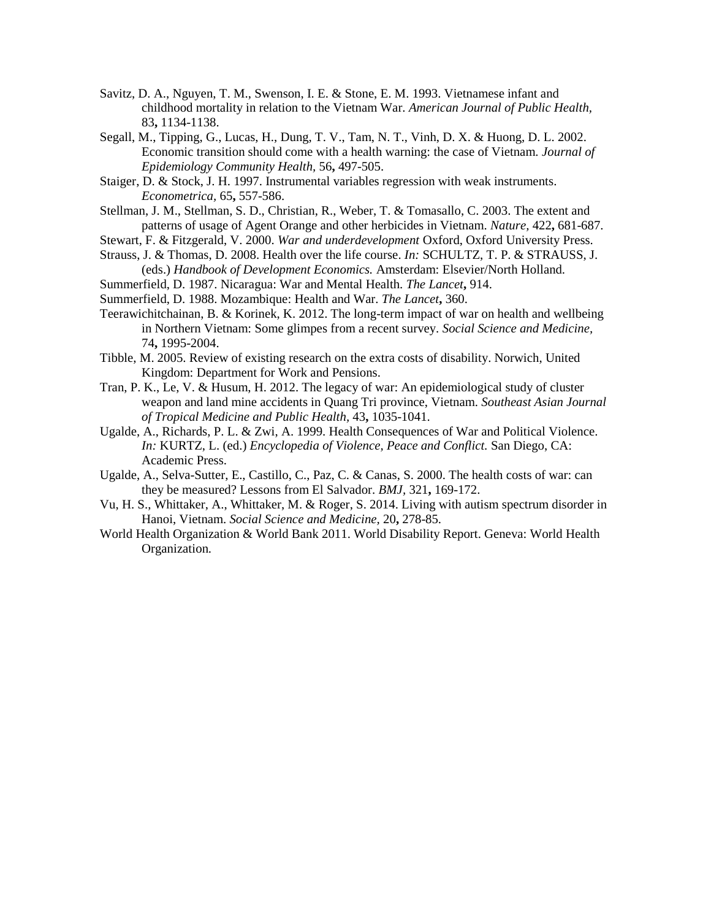Savitz, D. A., Nguyen, T. M., Swenson, I. E. & Stone, E. M. 1993. Vietnamese infant and childhood mortality in relation to the Vietnam War. *American Journal of Public Health,* 83**,** 1134-1138.

Segall, M., Tipping, G., Lucas, H., Dung, T. V., Tam, N. T., Vinh, D. X. & Huong, D. L. 2002. Economic transition should come with a health warning: the case of Vietnam. *Journal of Epidemiology Community Health,* 56**,** 497-505.

Staiger, D. & Stock, J. H. 1997. Instrumental variables regression with weak instruments. *Econometrica,* 65**,** 557-586.

Stellman, J. M., Stellman, S. D., Christian, R., Weber, T. & Tomasallo, C. 2003. The extent and patterns of usage of Agent Orange and other herbicides in Vietnam. *Nature,* 422**,** 681-687.

Stewart, F. & Fitzgerald, V. 2000. *War and underdevelopment* Oxford, Oxford University Press.

Strauss, J. & Thomas, D. 2008. Health over the life course. *In:* SCHULTZ, T. P. & STRAUSS, J. (eds.) *Handbook of Development Economics.* Amsterdam: Elsevier/North Holland.

Summerfield, D. 1987. Nicaragua: War and Mental Health. *The Lancet***,** 914.

Summerfield, D. 1988. Mozambique: Health and War. *The Lancet***,** 360.

Teerawichitchainan, B. & Korinek, K. 2012. The long-term impact of war on health and wellbeing in Northern Vietnam: Some glimpes from a recent survey. *Social Science and Medicine,* 74**,** 1995-2004.

Tibble, M. 2005. Review of existing research on the extra costs of disability. Norwich, United Kingdom: Department for Work and Pensions.

Tran, P. K., Le, V. & Husum, H. 2012. The legacy of war: An epidemiological study of cluster weapon and land mine accidents in Quang Tri province, Vietnam. *Southeast Asian Journal of Tropical Medicine and Public Health,* 43**,** 1035-1041.

Ugalde, A., Richards, P. L. & Zwi, A. 1999. Health Consequences of War and Political Violence. *In:* KURTZ, L. (ed.) *Encyclopedia of Violence, Peace and Conflict.* San Diego, CA: Academic Press.

Ugalde, A., Selva-Sutter, E., Castillo, C., Paz, C. & Canas, S. 2000. The health costs of war: can they be measured? Lessons from El Salvador. *BMJ,* 321**,** 169-172.

Vu, H. S., Whittaker, A., Whittaker, M. & Roger, S. 2014. Living with autism spectrum disorder in Hanoi, Vietnam. *Social Science and Medicine,* 20**,** 278-85.

World Health Organization & World Bank 2011. World Disability Report. Geneva: World Health Organization.